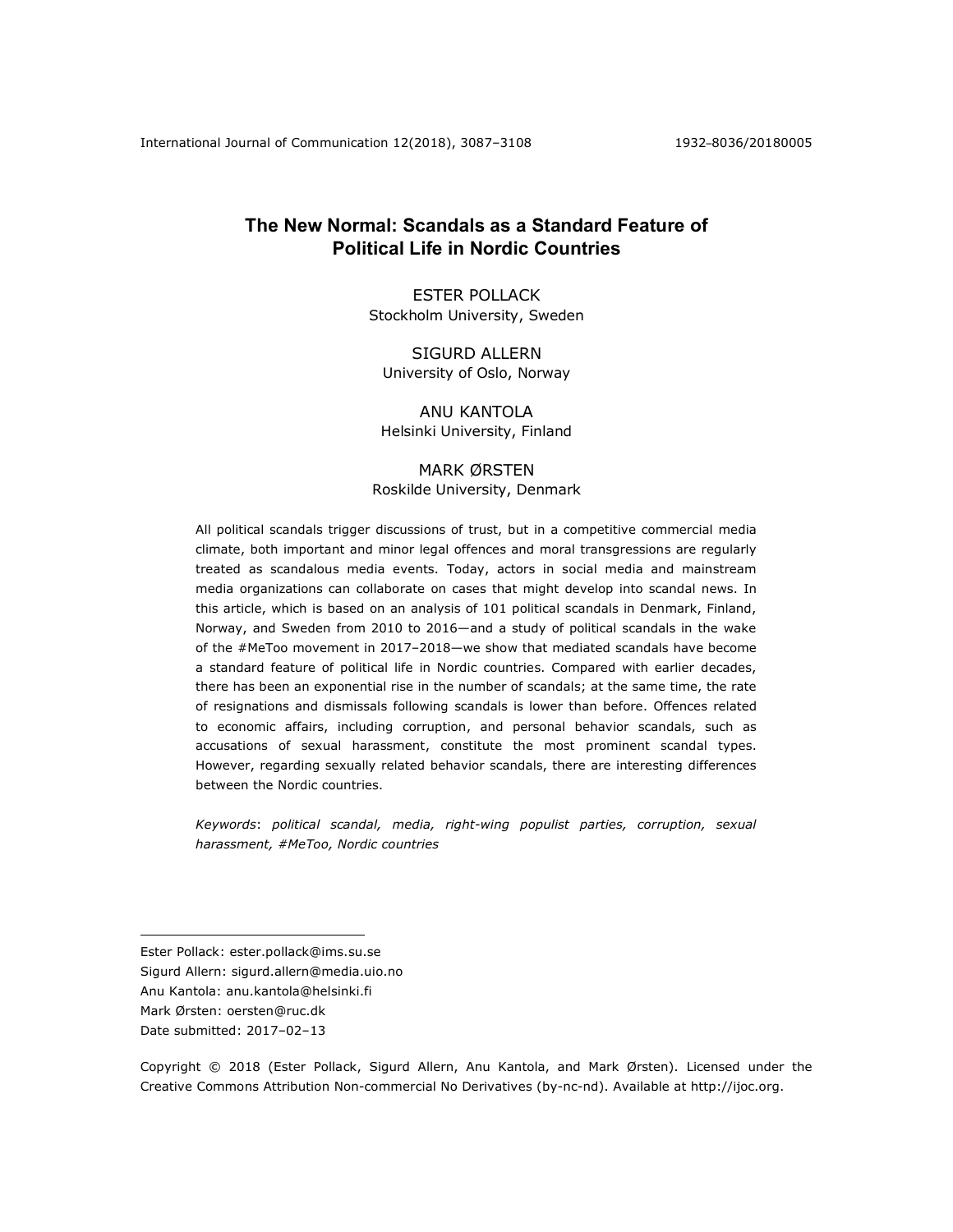# The New Normal: Scandals as a Standard Feature of Political Life in Nordic Countries

ESTER POLLACK
Stockholm University, Sweden

SIGURD ALLERN
University of Oslo, Norway

ANU KANTOLA
Helsinki University, Finland

MARK ØRSTEN
Roskilde University, Denmark

All political scandals trigger discussions of trust, but in a competitive commercial media climate, both important and minor legal offences and moral transgressions are regularly treated as scandalous media events. Today, actors in social media and mainstream media organizations can collaborate on cases that might develop into scandal news. In this article, which is based on an analysis of 101 political scandals in Denmark, Finland, Norway, and Sweden from 2010 to 2016—and a study of political scandals in the wake of the #MeToo movement in 2017–2018—we show that mediated scandals have become a standard feature of political life in Nordic countries. Compared with earlier decades, there has been an exponential rise in the number of scandals; at the same time, the rate of resignations and dismissals following scandals is lower than before. Offences related to economic affairs, including corruption, and personal behavior scandals, such as accusations of sexual harassment, constitute the most prominent scandal types. However, regarding sexually related behavior scandals, there are interesting differences between the Nordic countries.

*Keywords*: *political scandal, media, right-wing populist parties, corruption, sexual harassment, #MeToo, Nordic countries*

---

Ester Pollack: ester.pollack@ims.su.se
Sigurd Allern: sigurd.allern@media.uio.no
Anu Kantola: anu.kantola@helsinki.fi
Mark Ørsten: oersten@ruc.dk
Date submitted: 2017–02–13

Copyright © 2018 (Ester Pollack, Sigurd Allern, Anu Kantola, and Mark Ørsten). Licensed under the Creative Commons Attribution Non-commercial No Derivatives (by-nc-nd). Available at http://ijoc.org.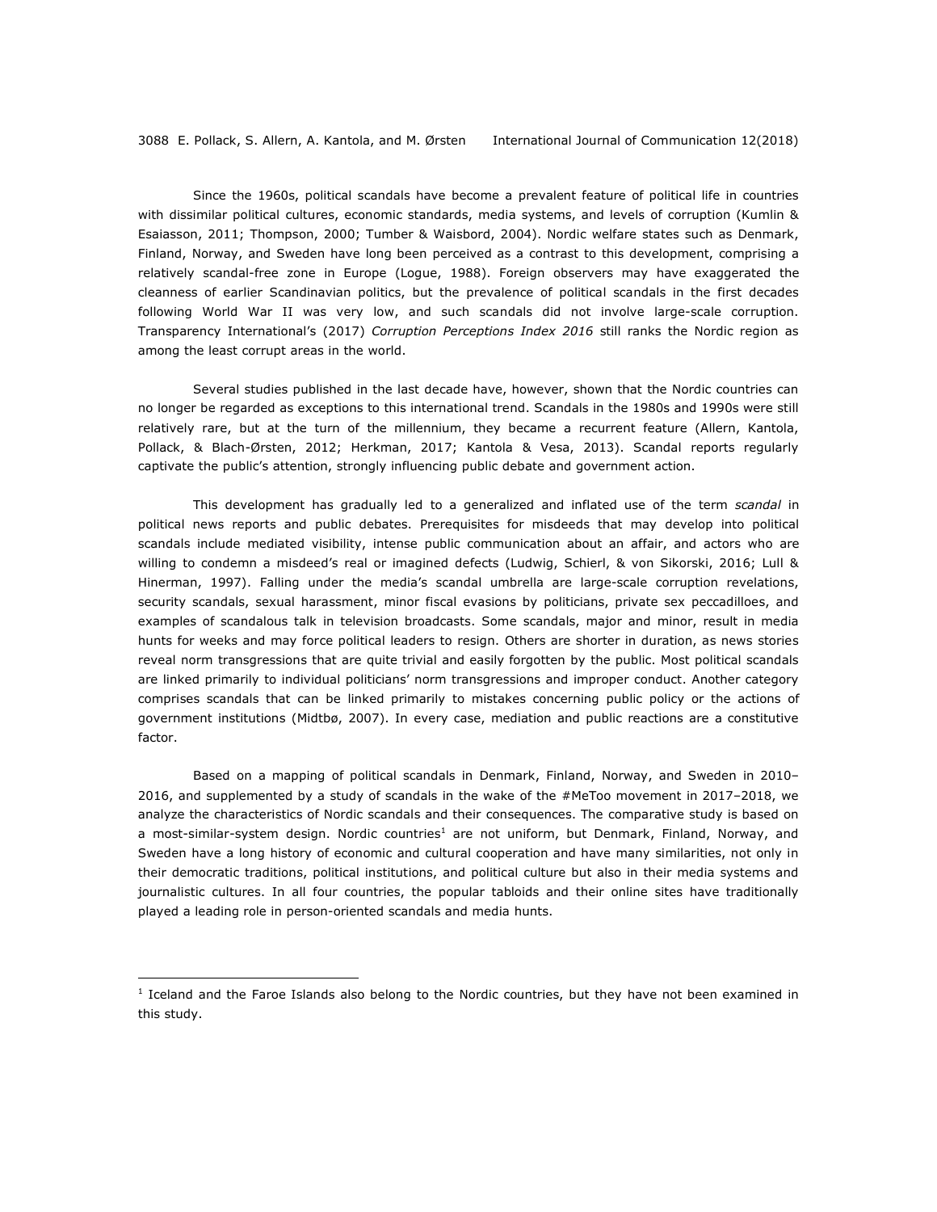Since the 1960s, political scandals have become a prevalent feature of political life in countries with dissimilar political cultures, economic standards, media systems, and levels of corruption (Kumlin & Esaiasson, 2011; Thompson, 2000; Tumber & Waisbord, 2004). Nordic welfare states such as Denmark, Finland, Norway, and Sweden have long been perceived as a contrast to this development, comprising a relatively scandal-free zone in Europe (Logue, 1988). Foreign observers may have exaggerated the cleanness of earlier Scandinavian politics, but the prevalence of political scandals in the first decades following World War II was very low, and such scandals did not involve large-scale corruption. Transparency International's (2017) *Corruption Perceptions Index 2016* still ranks the Nordic region as among the least corrupt areas in the world.

Several studies published in the last decade have, however, shown that the Nordic countries can no longer be regarded as exceptions to this international trend. Scandals in the 1980s and 1990s were still relatively rare, but at the turn of the millennium, they became a recurrent feature (Allern, Kantola, Pollack, & Blach-Ørsten, 2012; Herkman, 2017; Kantola & Vesa, 2013). Scandal reports regularly captivate the public's attention, strongly influencing public debate and government action.

This development has gradually led to a generalized and inflated use of the term *scandal* in political news reports and public debates. Prerequisites for misdeeds that may develop into political scandals include mediated visibility, intense public communication about an affair, and actors who are willing to condemn a misdeed's real or imagined defects (Ludwig, Schierl, & von Sikorski, 2016; Lull & Hinerman, 1997). Falling under the media's scandal umbrella are large-scale corruption revelations, security scandals, sexual harassment, minor fiscal evasions by politicians, private sex peccadilloes, and examples of scandalous talk in television broadcasts. Some scandals, major and minor, result in media hunts for weeks and may force political leaders to resign. Others are shorter in duration, as news stories reveal norm transgressions that are quite trivial and easily forgotten by the public. Most political scandals are linked primarily to individual politicians' norm transgressions and improper conduct. Another category comprises scandals that can be linked primarily to mistakes concerning public policy or the actions of government institutions (Midtbø, 2007). In every case, mediation and public reactions are a constitutive factor.

Based on a mapping of political scandals in Denmark, Finland, Norway, and Sweden in 2010–2016, and supplemented by a study of scandals in the wake of the #MeToo movement in 2017–2018, we analyze the characteristics of Nordic scandals and their consequences. The comparative study is based on a most-similar-system design. Nordic countries[1] are not uniform, but Denmark, Finland, Norway, and Sweden have a long history of economic and cultural cooperation and have many similarities, not only in their democratic traditions, political institutions, and political culture but also in their media systems and journalistic cultures. In all four countries, the popular tabloids and their online sites have traditionally played a leading role in person-oriented scandals and media hunts.

[1] Iceland and the Faroe Islands also belong to the Nordic countries, but they have not been examined in this study.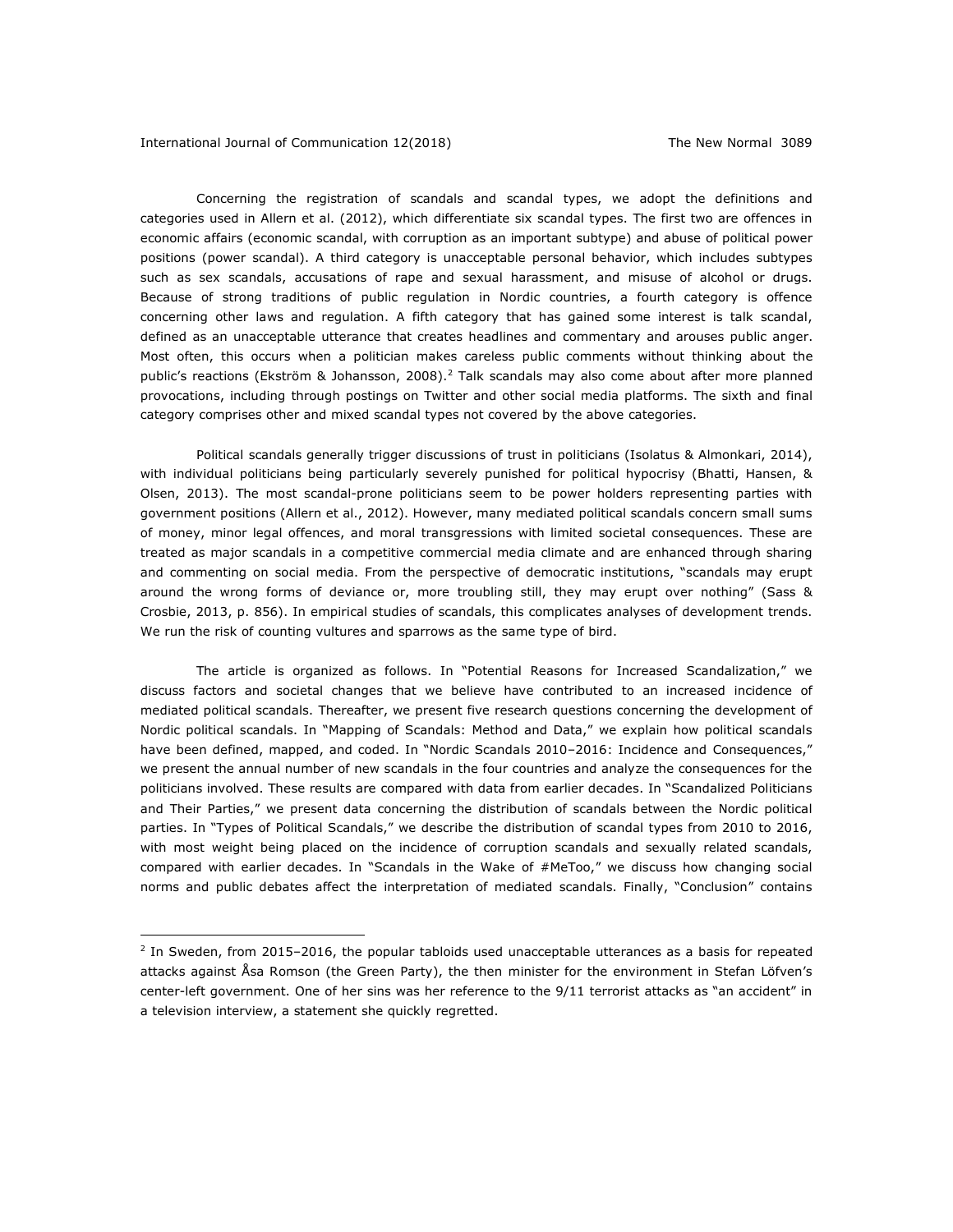Concerning the registration of scandals and scandal types, we adopt the definitions and categories used in Allern et al. (2012), which differentiate six scandal types. The first two are offences in economic affairs (economic scandal, with corruption as an important subtype) and abuse of political power positions (power scandal). A third category is unacceptable personal behavior, which includes subtypes such as sex scandals, accusations of rape and sexual harassment, and misuse of alcohol or drugs. Because of strong traditions of public regulation in Nordic countries, a fourth category is offence concerning other laws and regulation. A fifth category that has gained some interest is talk scandal, defined as an unacceptable utterance that creates headlines and commentary and arouses public anger. Most often, this occurs when a politician makes careless public comments without thinking about the public's reactions (Ekström & Johansson, 2008).[2] Talk scandals may also come about after more planned provocations, including through postings on Twitter and other social media platforms. The sixth and final category comprises other and mixed scandal types not covered by the above categories.

Political scandals generally trigger discussions of trust in politicians (Isolatus & Almonkari, 2014), with individual politicians being particularly severely punished for political hypocrisy (Bhatti, Hansen, & Olsen, 2013). The most scandal-prone politicians seem to be power holders representing parties with government positions (Allern et al., 2012). However, many mediated political scandals concern small sums of money, minor legal offences, and moral transgressions with limited societal consequences. These are treated as major scandals in a competitive commercial media climate and are enhanced through sharing and commenting on social media. From the perspective of democratic institutions, "scandals may erupt around the wrong forms of deviance or, more troubling still, they may erupt over nothing" (Sass & Crosbie, 2013, p. 856). In empirical studies of scandals, this complicates analyses of development trends. We run the risk of counting vultures and sparrows as the same type of bird.

The article is organized as follows. In "Potential Reasons for Increased Scandalization," we discuss factors and societal changes that we believe have contributed to an increased incidence of mediated political scandals. Thereafter, we present five research questions concerning the development of Nordic political scandals. In "Mapping of Scandals: Method and Data," we explain how political scandals have been defined, mapped, and coded. In "Nordic Scandals 2010–2016: Incidence and Consequences," we present the annual number of new scandals in the four countries and analyze the consequences for the politicians involved. These results are compared with data from earlier decades. In "Scandalized Politicians and Their Parties," we present data concerning the distribution of scandals between the Nordic political parties. In "Types of Political Scandals," we describe the distribution of scandal types from 2010 to 2016, with most weight being placed on the incidence of corruption scandals and sexually related scandals, compared with earlier decades. In "Scandals in the Wake of #MeToo," we discuss how changing social norms and public debates affect the interpretation of mediated scandals. Finally, "Conclusion" contains

[2] In Sweden, from 2015–2016, the popular tabloids used unacceptable utterances as a basis for repeated attacks against Åsa Romson (the Green Party), the then minister for the environment in Stefan Löfven's center-left government. One of her sins was her reference to the 9/11 terrorist attacks as "an accident" in a television interview, a statement she quickly regretted.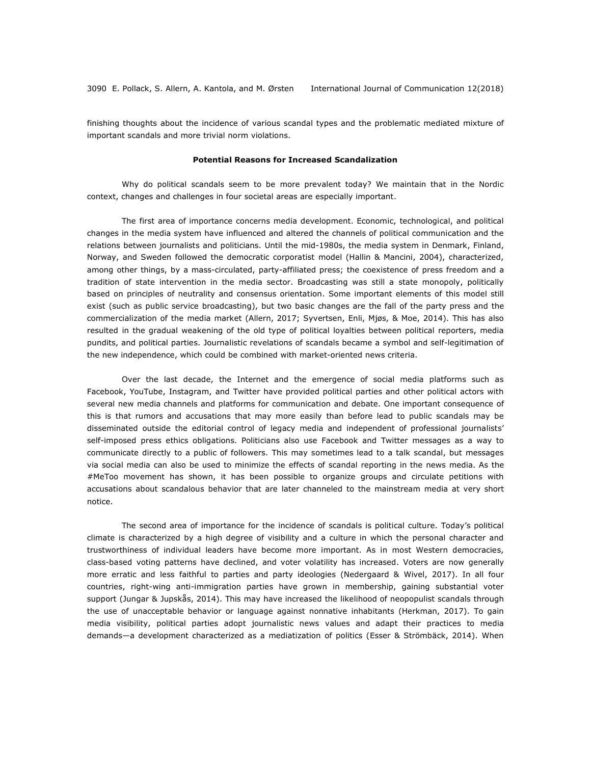finishing thoughts about the incidence of various scandal types and the problematic mediated mixture of important scandals and more trivial norm violations.

## Potential Reasons for Increased Scandalization

Why do political scandals seem to be more prevalent today? We maintain that in the Nordic context, changes and challenges in four societal areas are especially important.

The first area of importance concerns media development. Economic, technological, and political changes in the media system have influenced and altered the channels of political communication and the relations between journalists and politicians. Until the mid-1980s, the media system in Denmark, Finland, Norway, and Sweden followed the democratic corporatist model (Hallin & Mancini, 2004), characterized, among other things, by a mass-circulated, party-affiliated press; the coexistence of press freedom and a tradition of state intervention in the media sector. Broadcasting was still a state monopoly, politically based on principles of neutrality and consensus orientation. Some important elements of this model still exist (such as public service broadcasting), but two basic changes are the fall of the party press and the commercialization of the media market (Allern, 2017; Syvertsen, Enli, Mjøs, & Moe, 2014). This has also resulted in the gradual weakening of the old type of political loyalties between political reporters, media pundits, and political parties. Journalistic revelations of scandals became a symbol and self-legitimation of the new independence, which could be combined with market-oriented news criteria.

Over the last decade, the Internet and the emergence of social media platforms such as Facebook, YouTube, Instagram, and Twitter have provided political parties and other political actors with several new media channels and platforms for communication and debate. One important consequence of this is that rumors and accusations that may more easily than before lead to public scandals may be disseminated outside the editorial control of legacy media and independent of professional journalists' self-imposed press ethics obligations. Politicians also use Facebook and Twitter messages as a way to communicate directly to a public of followers. This may sometimes lead to a talk scandal, but messages via social media can also be used to minimize the effects of scandal reporting in the news media. As the #MeToo movement has shown, it has been possible to organize groups and circulate petitions with accusations about scandalous behavior that are later channeled to the mainstream media at very short notice.

The second area of importance for the incidence of scandals is political culture. Today's political climate is characterized by a high degree of visibility and a culture in which the personal character and trustworthiness of individual leaders have become more important. As in most Western democracies, class-based voting patterns have declined, and voter volatility has increased. Voters are now generally more erratic and less faithful to parties and party ideologies (Nedergaard & Wivel, 2017). In all four countries, right-wing anti-immigration parties have grown in membership, gaining substantial voter support (Jungar & Jupskås, 2014). This may have increased the likelihood of neopopulist scandals through the use of unacceptable behavior or language against nonnative inhabitants (Herkman, 2017). To gain media visibility, political parties adopt journalistic news values and adapt their practices to media demands—a development characterized as a mediatization of politics (Esser & Strömbäck, 2014). When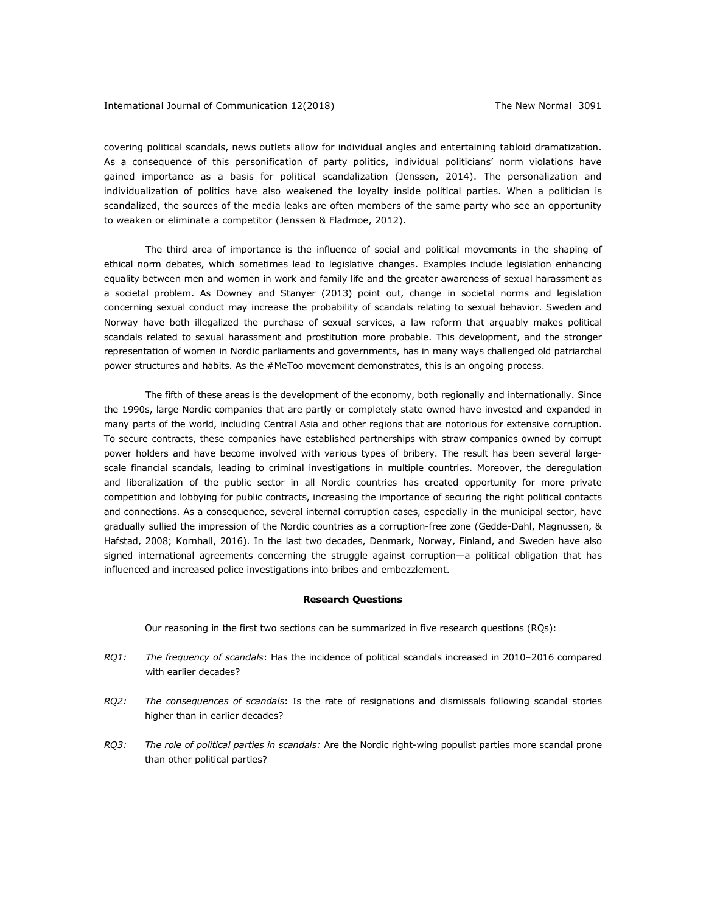covering political scandals, news outlets allow for individual angles and entertaining tabloid dramatization. As a consequence of this personification of party politics, individual politicians' norm violations have gained importance as a basis for political scandalization (Jenssen, 2014). The personalization and individualization of politics have also weakened the loyalty inside political parties. When a politician is scandalized, the sources of the media leaks are often members of the same party who see an opportunity to weaken or eliminate a competitor (Jenssen & Fladmoe, 2012).

The third area of importance is the influence of social and political movements in the shaping of ethical norm debates, which sometimes lead to legislative changes. Examples include legislation enhancing equality between men and women in work and family life and the greater awareness of sexual harassment as a societal problem. As Downey and Stanyer (2013) point out, change in societal norms and legislation concerning sexual conduct may increase the probability of scandals relating to sexual behavior. Sweden and Norway have both illegalized the purchase of sexual services, a law reform that arguably makes political scandals related to sexual harassment and prostitution more probable. This development, and the stronger representation of women in Nordic parliaments and governments, has in many ways challenged old patriarchal power structures and habits. As the #MeToo movement demonstrates, this is an ongoing process.

The fifth of these areas is the development of the economy, both regionally and internationally. Since the 1990s, large Nordic companies that are partly or completely state owned have invested and expanded in many parts of the world, including Central Asia and other regions that are notorious for extensive corruption. To secure contracts, these companies have established partnerships with straw companies owned by corrupt power holders and have become involved with various types of bribery. The result has been several large-scale financial scandals, leading to criminal investigations in multiple countries. Moreover, the deregulation and liberalization of the public sector in all Nordic countries has created opportunity for more private competition and lobbying for public contracts, increasing the importance of securing the right political contacts and connections. As a consequence, several internal corruption cases, especially in the municipal sector, have gradually sullied the impression of the Nordic countries as a corruption-free zone (Gedde-Dahl, Magnussen, & Hafstad, 2008; Kornhall, 2016). In the last two decades, Denmark, Norway, Finland, and Sweden have also signed international agreements concerning the struggle against corruption—a political obligation that has influenced and increased police investigations into bribes and embezzlement.

## Research Questions

Our reasoning in the first two sections can be summarized in five research questions (RQs):

*RQ1:* *The frequency of scandals*: Has the incidence of political scandals increased in 2010–2016 compared with earlier decades?

*RQ2:* *The consequences of scandals*: Is the rate of resignations and dismissals following scandal stories higher than in earlier decades?

*RQ3:* *The role of political parties in scandals:* Are the Nordic right-wing populist parties more scandal prone than other political parties?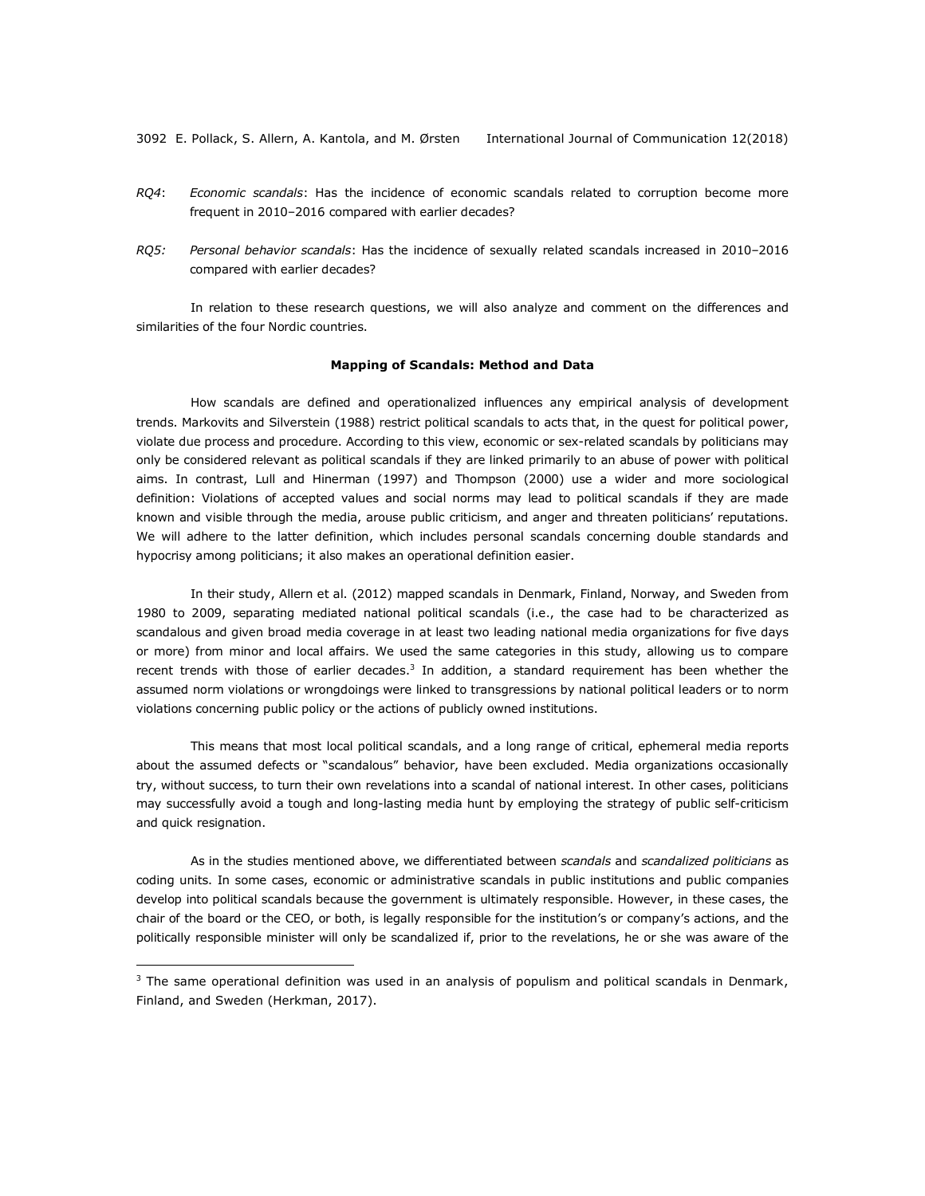*RQ4*: *Economic scandals*: Has the incidence of economic scandals related to corruption become more frequent in 2010–2016 compared with earlier decades?

*RQ5:* *Personal behavior scandals*: Has the incidence of sexually related scandals increased in 2010–2016 compared with earlier decades?

In relation to these research questions, we will also analyze and comment on the differences and similarities of the four Nordic countries.

## Mapping of Scandals: Method and Data

How scandals are defined and operationalized influences any empirical analysis of development trends. Markovits and Silverstein (1988) restrict political scandals to acts that, in the quest for political power, violate due process and procedure. According to this view, economic or sex-related scandals by politicians may only be considered relevant as political scandals if they are linked primarily to an abuse of power with political aims. In contrast, Lull and Hinerman (1997) and Thompson (2000) use a wider and more sociological definition: Violations of accepted values and social norms may lead to political scandals if they are made known and visible through the media, arouse public criticism, and anger and threaten politicians' reputations. We will adhere to the latter definition, which includes personal scandals concerning double standards and hypocrisy among politicians; it also makes an operational definition easier.

In their study, Allern et al. (2012) mapped scandals in Denmark, Finland, Norway, and Sweden from 1980 to 2009, separating mediated national political scandals (i.e., the case had to be characterized as scandalous and given broad media coverage in at least two leading national media organizations for five days or more) from minor and local affairs. We used the same categories in this study, allowing us to compare recent trends with those of earlier decades.[3] In addition, a standard requirement has been whether the assumed norm violations or wrongdoings were linked to transgressions by national political leaders or to norm violations concerning public policy or the actions of publicly owned institutions.

This means that most local political scandals, and a long range of critical, ephemeral media reports about the assumed defects or "scandalous" behavior, have been excluded. Media organizations occasionally try, without success, to turn their own revelations into a scandal of national interest. In other cases, politicians may successfully avoid a tough and long-lasting media hunt by employing the strategy of public self-criticism and quick resignation.

As in the studies mentioned above, we differentiated between *scandals* and *scandalized politicians* as coding units. In some cases, economic or administrative scandals in public institutions and public companies develop into political scandals because the government is ultimately responsible. However, in these cases, the chair of the board or the CEO, or both, is legally responsible for the institution's or company's actions, and the politically responsible minister will only be scandalized if, prior to the revelations, he or she was aware of the

[3] The same operational definition was used in an analysis of populism and political scandals in Denmark, Finland, and Sweden (Herkman, 2017).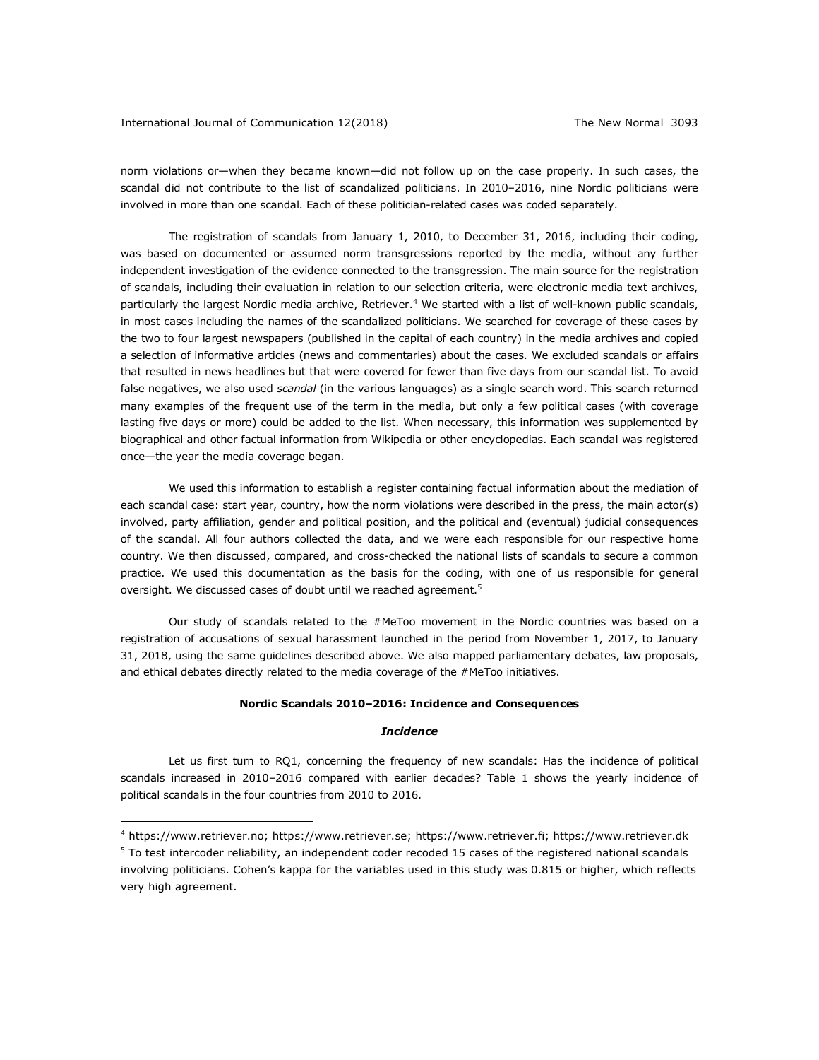norm violations or—when they became known—did not follow up on the case properly. In such cases, the scandal did not contribute to the list of scandalized politicians. In 2010–2016, nine Nordic politicians were involved in more than one scandal. Each of these politician-related cases was coded separately.

The registration of scandals from January 1, 2010, to December 31, 2016, including their coding, was based on documented or assumed norm transgressions reported by the media, without any further independent investigation of the evidence connected to the transgression. The main source for the registration of scandals, including their evaluation in relation to our selection criteria, were electronic media text archives, particularly the largest Nordic media archive, Retriever.[4] We started with a list of well-known public scandals, in most cases including the names of the scandalized politicians. We searched for coverage of these cases by the two to four largest newspapers (published in the capital of each country) in the media archives and copied a selection of informative articles (news and commentaries) about the cases. We excluded scandals or affairs that resulted in news headlines but that were covered for fewer than five days from our scandal list. To avoid false negatives, we also used *scandal* (in the various languages) as a single search word. This search returned many examples of the frequent use of the term in the media, but only a few political cases (with coverage lasting five days or more) could be added to the list. When necessary, this information was supplemented by biographical and other factual information from Wikipedia or other encyclopedias. Each scandal was registered once—the year the media coverage began.

We used this information to establish a register containing factual information about the mediation of each scandal case: start year, country, how the norm violations were described in the press, the main actor(s) involved, party affiliation, gender and political position, and the political and (eventual) judicial consequences of the scandal. All four authors collected the data, and we were each responsible for our respective home country. We then discussed, compared, and cross-checked the national lists of scandals to secure a common practice. We used this documentation as the basis for the coding, with one of us responsible for general oversight. We discussed cases of doubt until we reached agreement.[5]

Our study of scandals related to the #MeToo movement in the Nordic countries was based on a registration of accusations of sexual harassment launched in the period from November 1, 2017, to January 31, 2018, using the same guidelines described above. We also mapped parliamentary debates, law proposals, and ethical debates directly related to the media coverage of the #MeToo initiatives.

## Nordic Scandals 2010–2016: Incidence and Consequences

### *Incidence*

Let us first turn to RQ1, concerning the frequency of new scandals: Has the incidence of political scandals increased in 2010–2016 compared with earlier decades? Table 1 shows the yearly incidence of political scandals in the four countries from 2010 to 2016.

---

[4] https://www.retriever.no; https://www.retriever.se; https://www.retriever.fi; https://www.retriever.dk

[5] To test intercoder reliability, an independent coder recoded 15 cases of the registered national scandals involving politicians. Cohen's kappa for the variables used in this study was 0.815 or higher, which reflects very high agreement.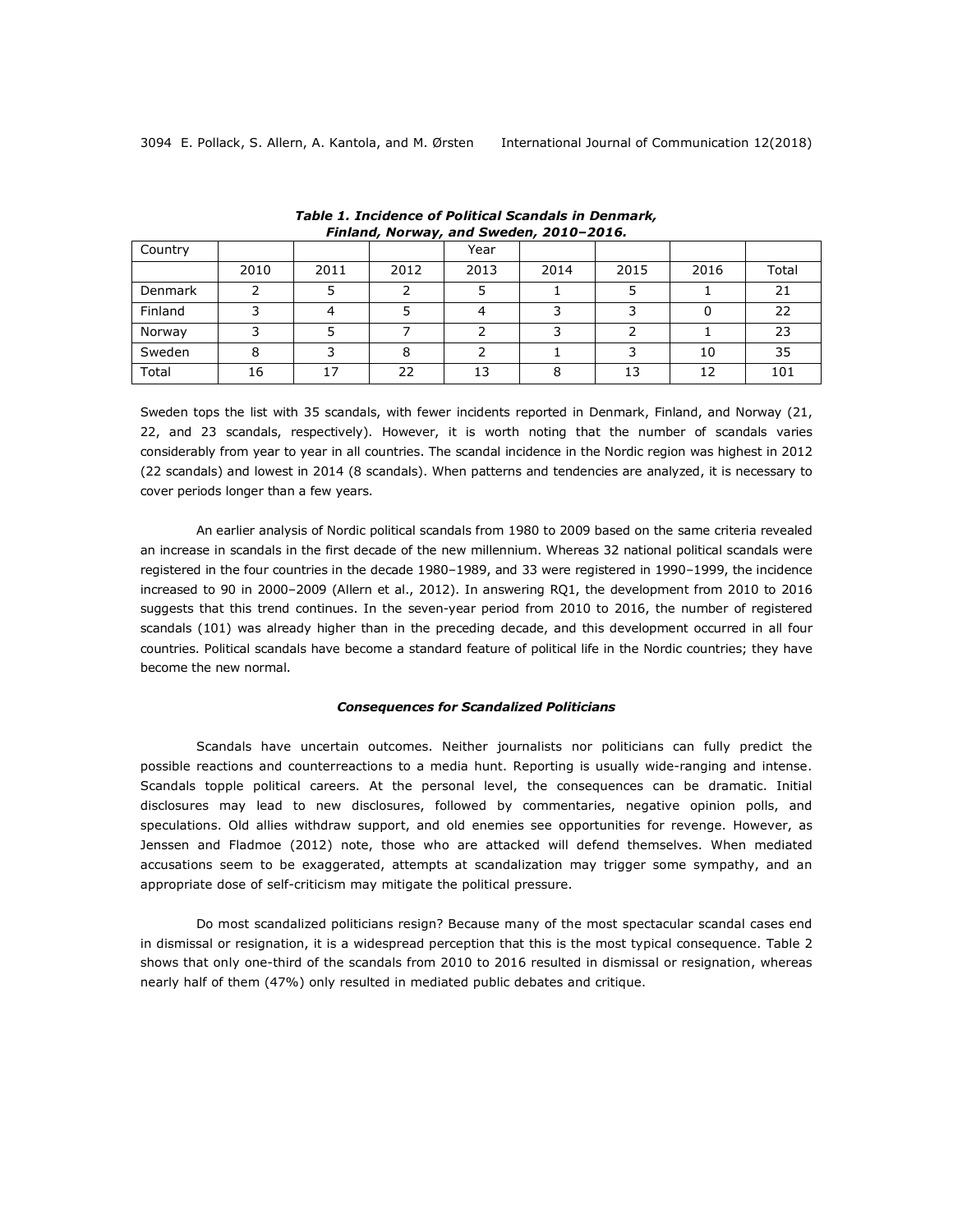***Table 1. Incidence of Political Scandals in Denmark, Finland, Norway, and Sweden, 2010–2016.***

| Country | | | | Year | | | | |
|---|---|---|---|---|---|---|---|---|
| | 2010 | 2011 | 2012 | 2013 | 2014 | 2015 | 2016 | Total |
| Denmark | 2 | 5 | 2 | 5 | 1 | 5 | 1 | 21 |
| Finland | 3 | 4 | 5 | 4 | 3 | 3 | 0 | 22 |
| Norway | 3 | 5 | 7 | 2 | 3 | 2 | 1 | 23 |
| Sweden | 8 | 3 | 8 | 2 | 1 | 3 | 10 | 35 |
| Total | 16 | 17 | 22 | 13 | 8 | 13 | 12 | 101 |

Sweden tops the list with 35 scandals, with fewer incidents reported in Denmark, Finland, and Norway (21, 22, and 23 scandals, respectively). However, it is worth noting that the number of scandals varies considerably from year to year in all countries. The scandal incidence in the Nordic region was highest in 2012 (22 scandals) and lowest in 2014 (8 scandals). When patterns and tendencies are analyzed, it is necessary to cover periods longer than a few years.

An earlier analysis of Nordic political scandals from 1980 to 2009 based on the same criteria revealed an increase in scandals in the first decade of the new millennium. Whereas 32 national political scandals were registered in the four countries in the decade 1980–1989, and 33 were registered in 1990–1999, the incidence increased to 90 in 2000–2009 (Allern et al., 2012). In answering RQ1, the development from 2010 to 2016 suggests that this trend continues. In the seven-year period from 2010 to 2016, the number of registered scandals (101) was already higher than in the preceding decade, and this development occurred in all four countries. Political scandals have become a standard feature of political life in the Nordic countries; they have become the new normal.

### *Consequences for Scandalized Politicians*

Scandals have uncertain outcomes. Neither journalists nor politicians can fully predict the possible reactions and counterreactions to a media hunt. Reporting is usually wide-ranging and intense. Scandals topple political careers. At the personal level, the consequences can be dramatic. Initial disclosures may lead to new disclosures, followed by commentaries, negative opinion polls, and speculations. Old allies withdraw support, and old enemies see opportunities for revenge. However, as Jenssen and Fladmoe (2012) note, those who are attacked will defend themselves. When mediated accusations seem to be exaggerated, attempts at scandalization may trigger some sympathy, and an appropriate dose of self-criticism may mitigate the political pressure.

Do most scandalized politicians resign? Because many of the most spectacular scandal cases end in dismissal or resignation, it is a widespread perception that this is the most typical consequence. Table 2 shows that only one-third of the scandals from 2010 to 2016 resulted in dismissal or resignation, whereas nearly half of them (47%) only resulted in mediated public debates and critique.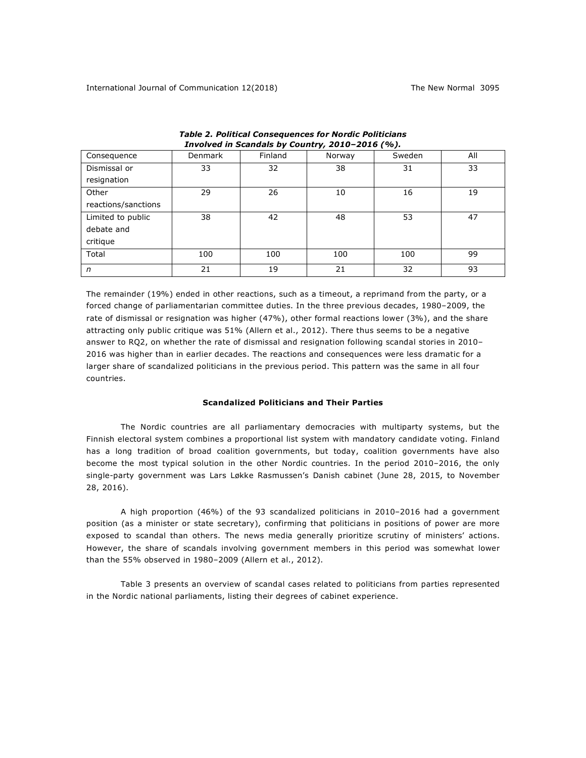***Table 2. Political Consequences for Nordic Politicians Involved in Scandals by Country, 2010–2016 (%).***

| Consequence | Denmark | Finland | Norway | Sweden | All |
|---|---|---|---|---|---|
| Dismissal or resignation | 33 | 32 | 38 | 31 | 33 |
| Other reactions/sanctions | 29 | 26 | 10 | 16 | 19 |
| Limited to public debate and critique | 38 | 42 | 48 | 53 | 47 |
| Total | 100 | 100 | 100 | 100 | 99 |
| *n* | 21 | 19 | 21 | 32 | 93 |

The remainder (19%) ended in other reactions, such as a timeout, a reprimand from the party, or a forced change of parliamentarian committee duties. In the three previous decades, 1980–2009, the rate of dismissal or resignation was higher (47%), other formal reactions lower (3%), and the share attracting only public critique was 51% (Allern et al., 2012). There thus seems to be a negative answer to RQ2, on whether the rate of dismissal and resignation following scandal stories in 2010–2016 was higher than in earlier decades. The reactions and consequences were less dramatic for a larger share of scandalized politicians in the previous period. This pattern was the same in all four countries.

### Scandalized Politicians and Their Parties

The Nordic countries are all parliamentary democracies with multiparty systems, but the Finnish electoral system combines a proportional list system with mandatory candidate voting. Finland has a long tradition of broad coalition governments, but today, coalition governments have also become the most typical solution in the other Nordic countries. In the period 2010–2016, the only single-party government was Lars Løkke Rasmussen's Danish cabinet (June 28, 2015, to November 28, 2016).

A high proportion (46%) of the 93 scandalized politicians in 2010–2016 had a government position (as a minister or state secretary), confirming that politicians in positions of power are more exposed to scandal than others. The news media generally prioritize scrutiny of ministers' actions. However, the share of scandals involving government members in this period was somewhat lower than the 55% observed in 1980–2009 (Allern et al., 2012).

Table 3 presents an overview of scandal cases related to politicians from parties represented in the Nordic national parliaments, listing their degrees of cabinet experience.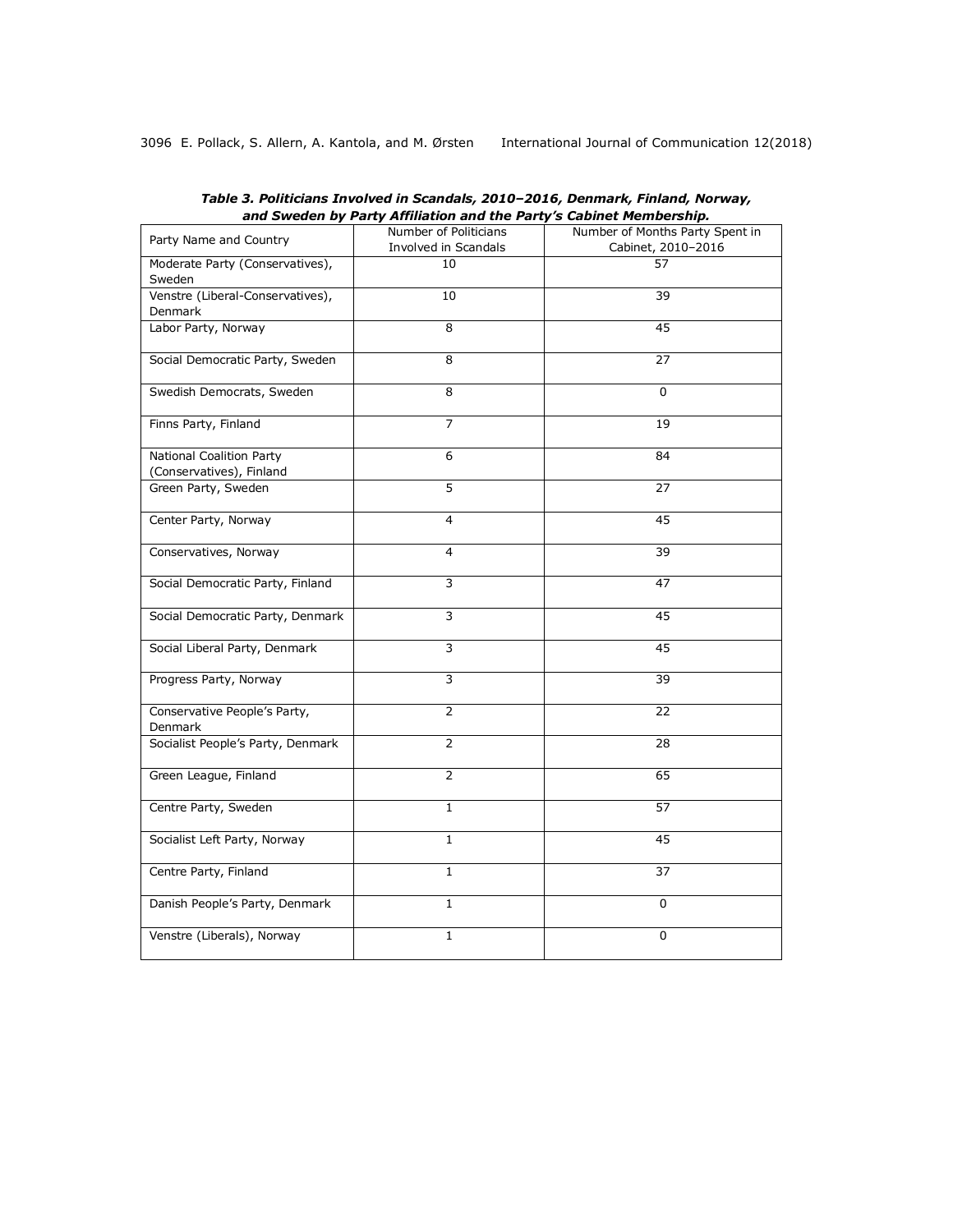***Table 3. Politicians Involved in Scandals, 2010–2016, Denmark, Finland, Norway, and Sweden by Party Affiliation and the Party's Cabinet Membership.***

| Party Name and Country | Number of Politicians Involved in Scandals | Number of Months Party Spent in Cabinet, 2010–2016 |
|---|---|---|
| Moderate Party (Conservatives), Sweden | 10 | 57 |
| Venstre (Liberal-Conservatives), Denmark | 10 | 39 |
| Labor Party, Norway | 8 | 45 |
| Social Democratic Party, Sweden | 8 | 27 |
| Swedish Democrats, Sweden | 8 | 0 |
| Finns Party, Finland | 7 | 19 |
| National Coalition Party (Conservatives), Finland | 6 | 84 |
| Green Party, Sweden | 5 | 27 |
| Center Party, Norway | 4 | 45 |
| Conservatives, Norway | 4 | 39 |
| Social Democratic Party, Finland | 3 | 47 |
| Social Democratic Party, Denmark | 3 | 45 |
| Social Liberal Party, Denmark | 3 | 45 |
| Progress Party, Norway | 3 | 39 |
| Conservative People's Party, Denmark | 2 | 22 |
| Socialist People's Party, Denmark | 2 | 28 |
| Green League, Finland | 2 | 65 |
| Centre Party, Sweden | 1 | 57 |
| Socialist Left Party, Norway | 1 | 45 |
| Centre Party, Finland | 1 | 37 |
| Danish People's Party, Denmark | 1 | 0 |
| Venstre (Liberals), Norway | 1 | 0 |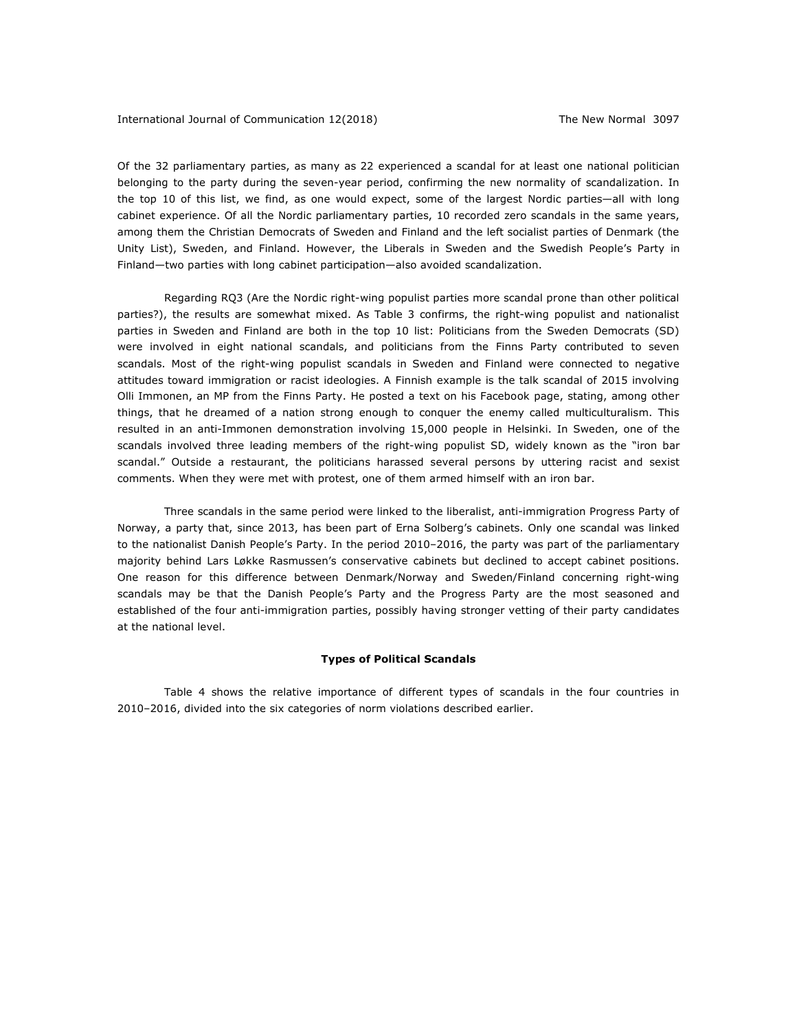Of the 32 parliamentary parties, as many as 22 experienced a scandal for at least one national politician belonging to the party during the seven-year period, confirming the new normality of scandalization. In the top 10 of this list, we find, as one would expect, some of the largest Nordic parties—all with long cabinet experience. Of all the Nordic parliamentary parties, 10 recorded zero scandals in the same years, among them the Christian Democrats of Sweden and Finland and the left socialist parties of Denmark (the Unity List), Sweden, and Finland. However, the Liberals in Sweden and the Swedish People's Party in Finland—two parties with long cabinet participation—also avoided scandalization.

Regarding RQ3 (Are the Nordic right-wing populist parties more scandal prone than other political parties?), the results are somewhat mixed. As Table 3 confirms, the right-wing populist and nationalist parties in Sweden and Finland are both in the top 10 list: Politicians from the Sweden Democrats (SD) were involved in eight national scandals, and politicians from the Finns Party contributed to seven scandals. Most of the right-wing populist scandals in Sweden and Finland were connected to negative attitudes toward immigration or racist ideologies. A Finnish example is the talk scandal of 2015 involving Olli Immonen, an MP from the Finns Party. He posted a text on his Facebook page, stating, among other things, that he dreamed of a nation strong enough to conquer the enemy called multiculturalism. This resulted in an anti-Immonen demonstration involving 15,000 people in Helsinki. In Sweden, one of the scandals involved three leading members of the right-wing populist SD, widely known as the "iron bar scandal." Outside a restaurant, the politicians harassed several persons by uttering racist and sexist comments. When they were met with protest, one of them armed himself with an iron bar.

Three scandals in the same period were linked to the liberalist, anti-immigration Progress Party of Norway, a party that, since 2013, has been part of Erna Solberg's cabinets. Only one scandal was linked to the nationalist Danish People's Party. In the period 2010–2016, the party was part of the parliamentary majority behind Lars Løkke Rasmussen's conservative cabinets but declined to accept cabinet positions. One reason for this difference between Denmark/Norway and Sweden/Finland concerning right-wing scandals may be that the Danish People's Party and the Progress Party are the most seasoned and established of the four anti-immigration parties, possibly having stronger vetting of their party candidates at the national level.

### Types of Political Scandals

Table 4 shows the relative importance of different types of scandals in the four countries in 2010–2016, divided into the six categories of norm violations described earlier.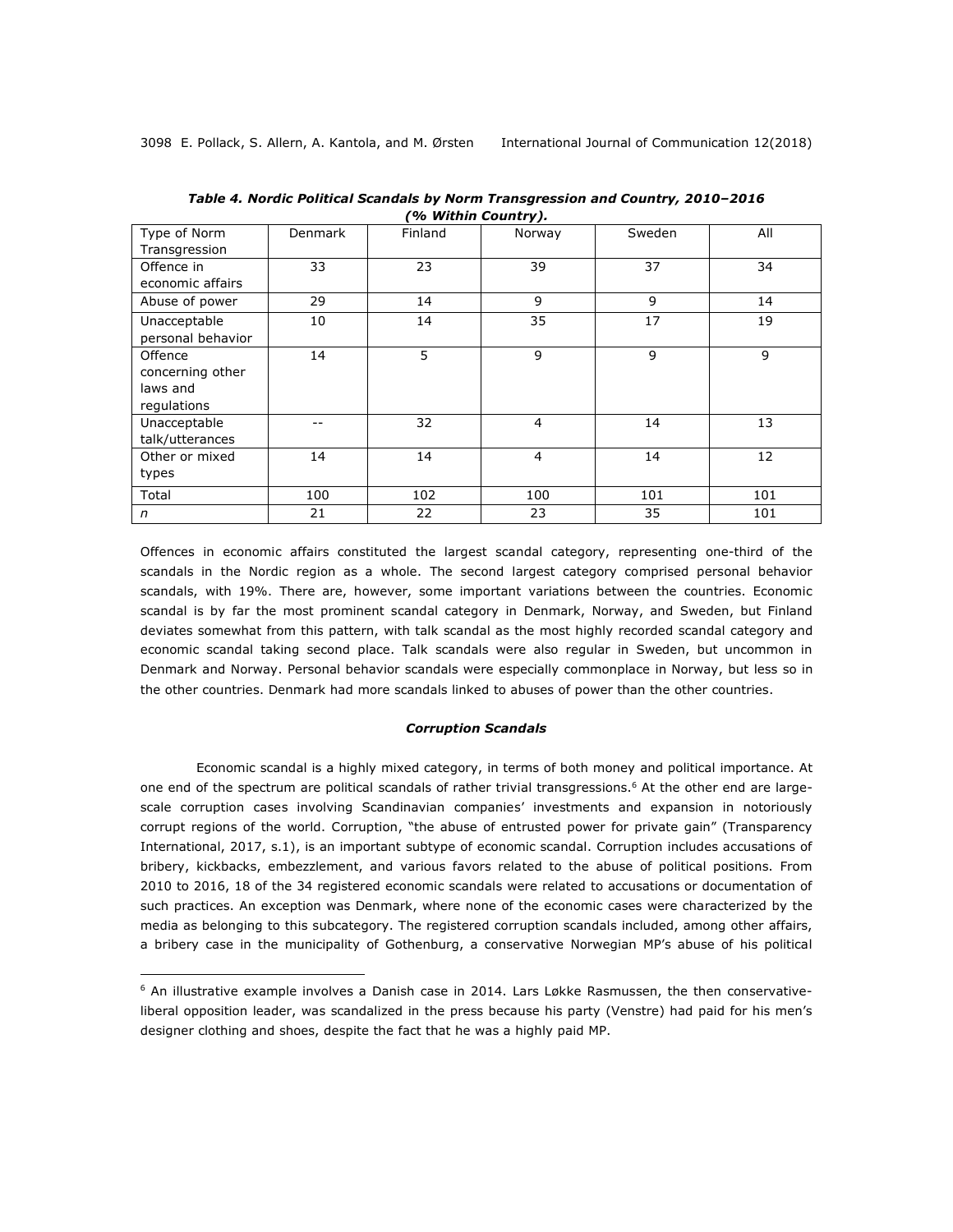**Table 4. Nordic Political Scandals by Norm Transgression and Country, 2010–2016 (% Within Country).**

| Type of Norm Transgression | Denmark | Finland | Norway | Sweden | All |
|---|---|---|---|---|---|
| Offence in economic affairs | 33 | 23 | 39 | 37 | 34 |
| Abuse of power | 29 | 14 | 9 | 9 | 14 |
| Unacceptable personal behavior | 10 | 14 | 35 | 17 | 19 |
| Offence concerning other laws and regulations | 14 | 5 | 9 | 9 | 9 |
| Unacceptable talk/utterances | -- | 32 | 4 | 14 | 13 |
| Other or mixed types | 14 | 14 | 4 | 14 | 12 |
| Total | 100 | 102 | 100 | 101 | 101 |
| *n* | 21 | 22 | 23 | 35 | 101 |

Offences in economic affairs constituted the largest scandal category, representing one-third of the scandals in the Nordic region as a whole. The second largest category comprised personal behavior scandals, with 19%. There are, however, some important variations between the countries. Economic scandal is by far the most prominent scandal category in Denmark, Norway, and Sweden, but Finland deviates somewhat from this pattern, with talk scandal as the most highly recorded scandal category and economic scandal taking second place. Talk scandals were also regular in Sweden, but uncommon in Denmark and Norway. Personal behavior scandals were especially commonplace in Norway, but less so in the other countries. Denmark had more scandals linked to abuses of power than the other countries.

### *Corruption Scandals*

Economic scandal is a highly mixed category, in terms of both money and political importance. At one end of the spectrum are political scandals of rather trivial transgressions.[6] At the other end are large-scale corruption cases involving Scandinavian companies' investments and expansion in notoriously corrupt regions of the world. Corruption, "the abuse of entrusted power for private gain" (Transparency International, 2017, s.1), is an important subtype of economic scandal. Corruption includes accusations of bribery, kickbacks, embezzlement, and various favors related to the abuse of political positions. From 2010 to 2016, 18 of the 34 registered economic scandals were related to accusations or documentation of such practices. An exception was Denmark, where none of the economic cases were characterized by the media as belonging to this subcategory. The registered corruption scandals included, among other affairs, a bribery case in the municipality of Gothenburg, a conservative Norwegian MP's abuse of his political

[6] An illustrative example involves a Danish case in 2014. Lars Løkke Rasmussen, the then conservative-liberal opposition leader, was scandalized in the press because his party (Venstre) had paid for his men's designer clothing and shoes, despite the fact that he was a highly paid MP.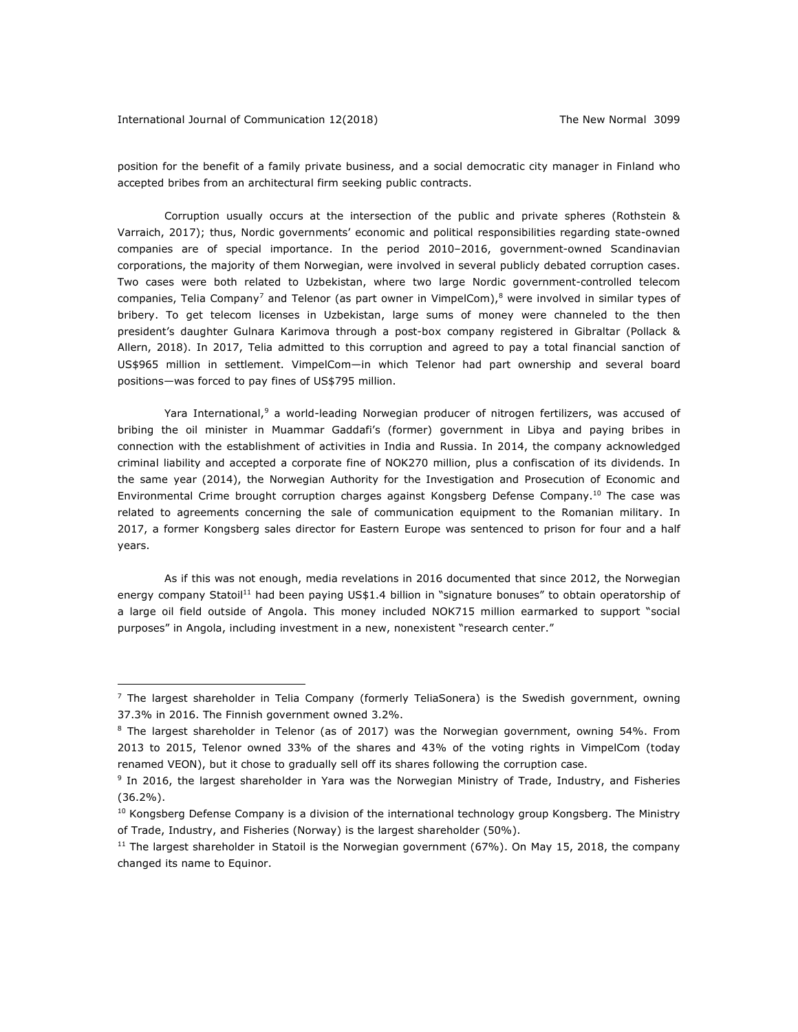position for the benefit of a family private business, and a social democratic city manager in Finland who accepted bribes from an architectural firm seeking public contracts.

Corruption usually occurs at the intersection of the public and private spheres (Rothstein & Varraich, 2017); thus, Nordic governments' economic and political responsibilities regarding state-owned companies are of special importance. In the period 2010–2016, government-owned Scandinavian corporations, the majority of them Norwegian, were involved in several publicly debated corruption cases. Two cases were both related to Uzbekistan, where two large Nordic government-controlled telecom companies, Telia Company[7] and Telenor (as part owner in VimpelCom),[8] were involved in similar types of bribery. To get telecom licenses in Uzbekistan, large sums of money were channeled to the then president's daughter Gulnara Karimova through a post-box company registered in Gibraltar (Pollack & Allern, 2018). In 2017, Telia admitted to this corruption and agreed to pay a total financial sanction of US$965 million in settlement. VimpelCom—in which Telenor had part ownership and several board positions—was forced to pay fines of US$795 million.

Yara International,[9] a world-leading Norwegian producer of nitrogen fertilizers, was accused of bribing the oil minister in Muammar Gaddafi's (former) government in Libya and paying bribes in connection with the establishment of activities in India and Russia. In 2014, the company acknowledged criminal liability and accepted a corporate fine of NOK270 million, plus a confiscation of its dividends. In the same year (2014), the Norwegian Authority for the Investigation and Prosecution of Economic and Environmental Crime brought corruption charges against Kongsberg Defense Company.[10] The case was related to agreements concerning the sale of communication equipment to the Romanian military. In 2017, a former Kongsberg sales director for Eastern Europe was sentenced to prison for four and a half years.

As if this was not enough, media revelations in 2016 documented that since 2012, the Norwegian energy company Statoil[11] had been paying US$1.4 billion in "signature bonuses" to obtain operatorship of a large oil field outside of Angola. This money included NOK715 million earmarked to support "social purposes" in Angola, including investment in a new, nonexistent "research center."

---

[7] The largest shareholder in Telia Company (formerly TeliaSonera) is the Swedish government, owning 37.3% in 2016. The Finnish government owned 3.2%.

[8] The largest shareholder in Telenor (as of 2017) was the Norwegian government, owning 54%. From 2013 to 2015, Telenor owned 33% of the shares and 43% of the voting rights in VimpelCom (today renamed VEON), but it chose to gradually sell off its shares following the corruption case.

[9] In 2016, the largest shareholder in Yara was the Norwegian Ministry of Trade, Industry, and Fisheries (36.2%).

[10] Kongsberg Defense Company is a division of the international technology group Kongsberg. The Ministry of Trade, Industry, and Fisheries (Norway) is the largest shareholder (50%).

[11] The largest shareholder in Statoil is the Norwegian government (67%). On May 15, 2018, the company changed its name to Equinor.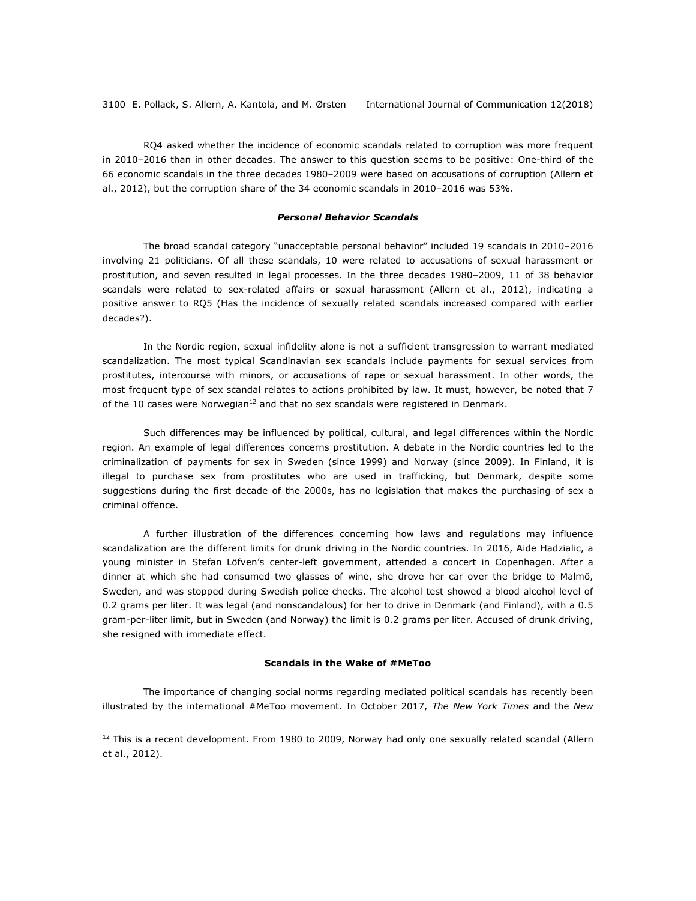RQ4 asked whether the incidence of economic scandals related to corruption was more frequent in 2010–2016 than in other decades. The answer to this question seems to be positive: One-third of the 66 economic scandals in the three decades 1980–2009 were based on accusations of corruption (Allern et al., 2012), but the corruption share of the 34 economic scandals in 2010–2016 was 53%.

### *Personal Behavior Scandals*

The broad scandal category "unacceptable personal behavior" included 19 scandals in 2010–2016 involving 21 politicians. Of all these scandals, 10 were related to accusations of sexual harassment or prostitution, and seven resulted in legal processes. In the three decades 1980–2009, 11 of 38 behavior scandals were related to sex-related affairs or sexual harassment (Allern et al., 2012), indicating a positive answer to RQ5 (Has the incidence of sexually related scandals increased compared with earlier decades?).

In the Nordic region, sexual infidelity alone is not a sufficient transgression to warrant mediated scandalization. The most typical Scandinavian sex scandals include payments for sexual services from prostitutes, intercourse with minors, or accusations of rape or sexual harassment. In other words, the most frequent type of sex scandal relates to actions prohibited by law. It must, however, be noted that 7 of the 10 cases were Norwegian[12] and that no sex scandals were registered in Denmark.

Such differences may be influenced by political, cultural, and legal differences within the Nordic region. An example of legal differences concerns prostitution. A debate in the Nordic countries led to the criminalization of payments for sex in Sweden (since 1999) and Norway (since 2009). In Finland, it is illegal to purchase sex from prostitutes who are used in trafficking, but Denmark, despite some suggestions during the first decade of the 2000s, has no legislation that makes the purchasing of sex a criminal offence.

A further illustration of the differences concerning how laws and regulations may influence scandalization are the different limits for drunk driving in the Nordic countries. In 2016, Aide Hadzialic, a young minister in Stefan Löfven's center-left government, attended a concert in Copenhagen. After a dinner at which she had consumed two glasses of wine, she drove her car over the bridge to Malmö, Sweden, and was stopped during Swedish police checks. The alcohol test showed a blood alcohol level of 0.2 grams per liter. It was legal (and nonscandalous) for her to drive in Denmark (and Finland), with a 0.5 gram-per-liter limit, but in Sweden (and Norway) the limit is 0.2 grams per liter. Accused of drunk driving, she resigned with immediate effect.

### Scandals in the Wake of #MeToo

The importance of changing social norms regarding mediated political scandals has recently been illustrated by the international #MeToo movement. In October 2017, *The New York Times* and the *New*

---

[12] This is a recent development. From 1980 to 2009, Norway had only one sexually related scandal (Allern et al., 2012).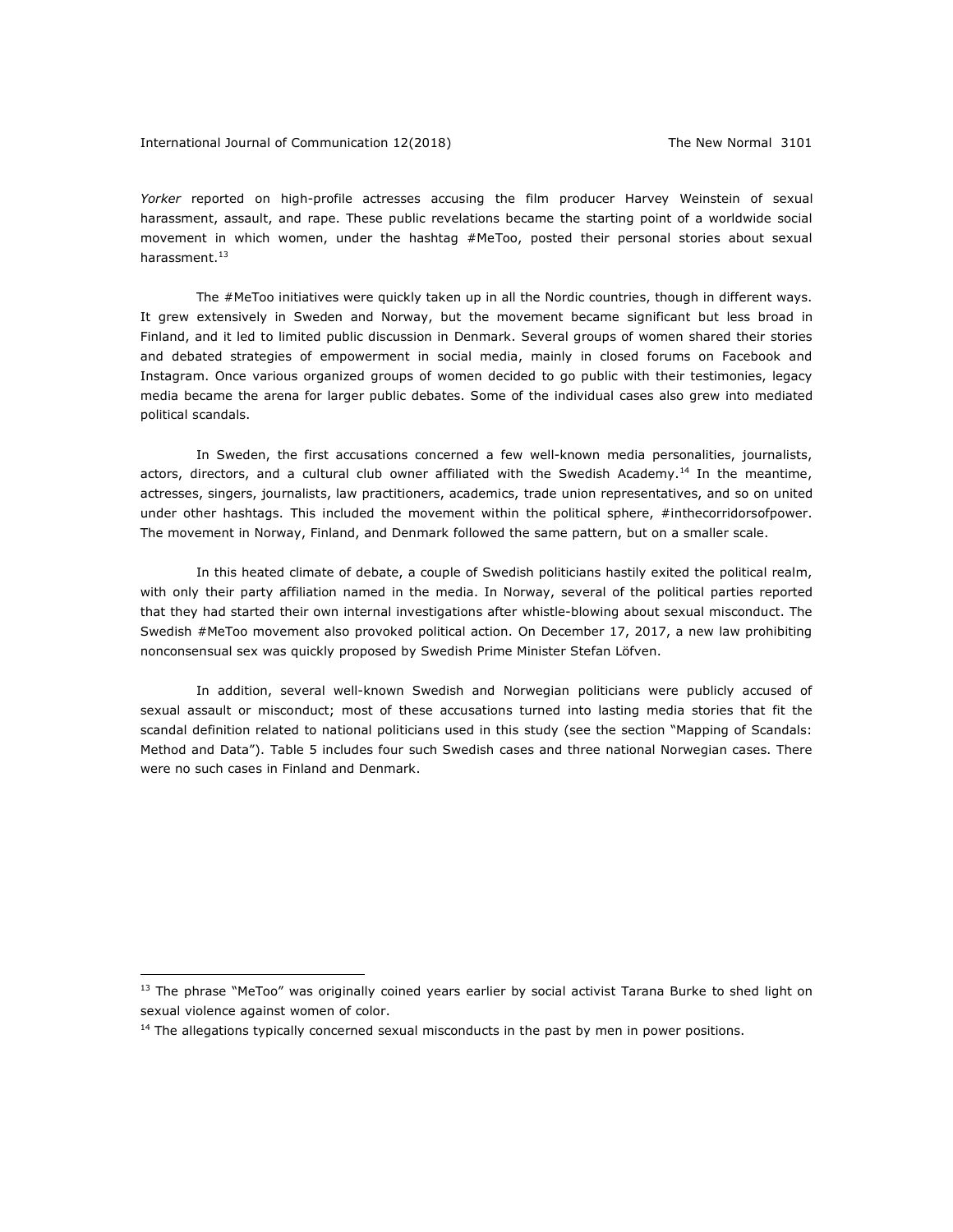*Yorker* reported on high-profile actresses accusing the film producer Harvey Weinstein of sexual harassment, assault, and rape. These public revelations became the starting point of a worldwide social movement in which women, under the hashtag #MeToo, posted their personal stories about sexual harassment.[13]

The #MeToo initiatives were quickly taken up in all the Nordic countries, though in different ways. It grew extensively in Sweden and Norway, but the movement became significant but less broad in Finland, and it led to limited public discussion in Denmark. Several groups of women shared their stories and debated strategies of empowerment in social media, mainly in closed forums on Facebook and Instagram. Once various organized groups of women decided to go public with their testimonies, legacy media became the arena for larger public debates. Some of the individual cases also grew into mediated political scandals.

In Sweden, the first accusations concerned a few well-known media personalities, journalists, actors, directors, and a cultural club owner affiliated with the Swedish Academy.[14] In the meantime, actresses, singers, journalists, law practitioners, academics, trade union representatives, and so on united under other hashtags. This included the movement within the political sphere, #inthecorridorsofpower. The movement in Norway, Finland, and Denmark followed the same pattern, but on a smaller scale.

In this heated climate of debate, a couple of Swedish politicians hastily exited the political realm, with only their party affiliation named in the media. In Norway, several of the political parties reported that they had started their own internal investigations after whistle-blowing about sexual misconduct. The Swedish #MeToo movement also provoked political action. On December 17, 2017, a new law prohibiting nonconsensual sex was quickly proposed by Swedish Prime Minister Stefan Löfven.

In addition, several well-known Swedish and Norwegian politicians were publicly accused of sexual assault or misconduct; most of these accusations turned into lasting media stories that fit the scandal definition related to national politicians used in this study (see the section "Mapping of Scandals: Method and Data"). Table 5 includes four such Swedish cases and three national Norwegian cases. There were no such cases in Finland and Denmark.

---

[13] The phrase "MeToo" was originally coined years earlier by social activist Tarana Burke to shed light on sexual violence against women of color.

[14] The allegations typically concerned sexual misconducts in the past by men in power positions.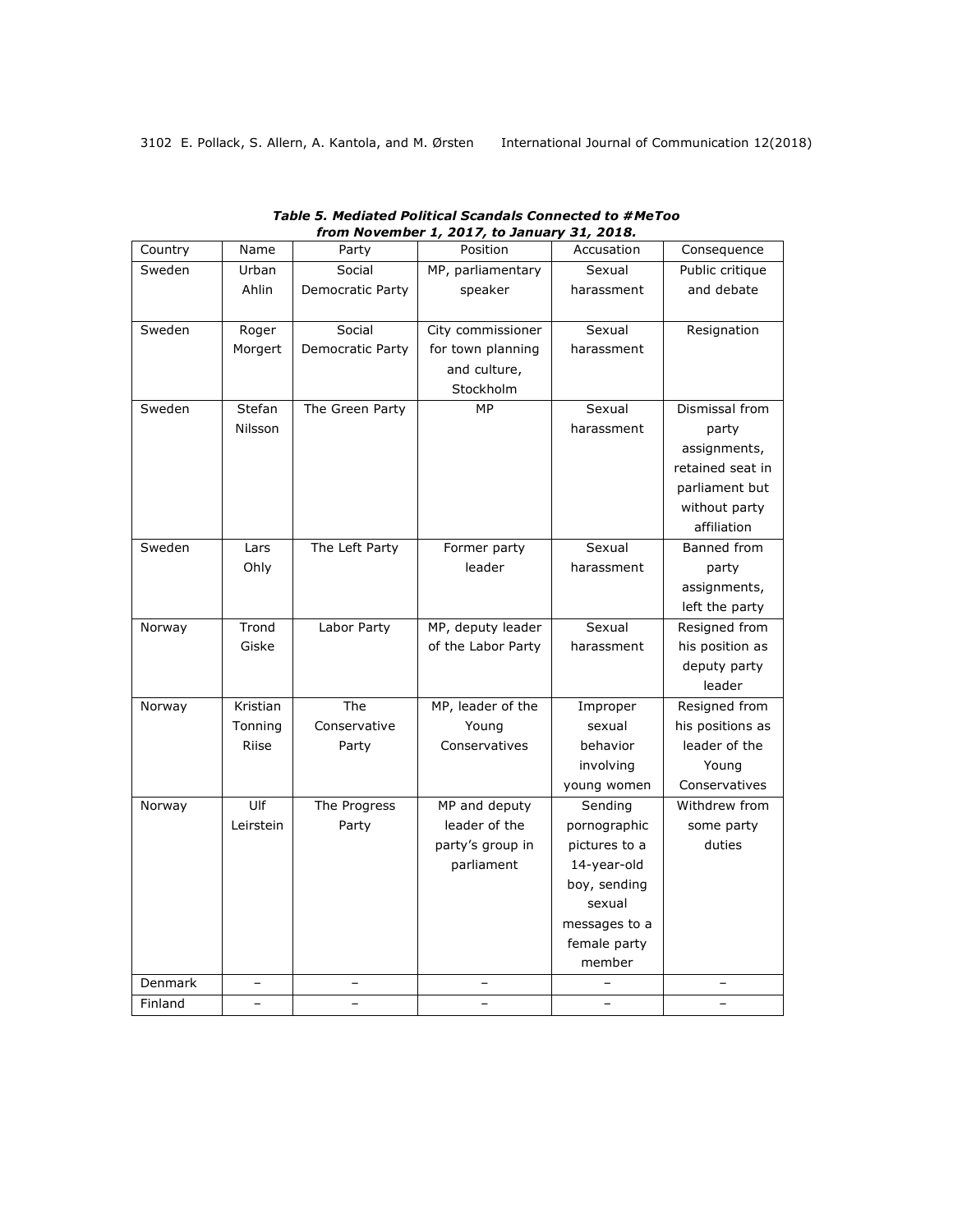***Table 5. Mediated Political Scandals Connected to #MeToo from November 1, 2017, to January 31, 2018.***

| Country | Name | Party | Position | Accusation | Consequence |
|---|---|---|---|---|---|
| Sweden | Urban Ahlin | Social Democratic Party | MP, parliamentary speaker | Sexual harassment | Public critique and debate |
| Sweden | Roger Morgert | Social Democratic Party | City commissioner for town planning and culture, Stockholm | Sexual harassment | Resignation |
| Sweden | Stefan Nilsson | The Green Party | MP | Sexual harassment | Dismissal from party assignments, retained seat in parliament but without party affiliation |
| Sweden | Lars Ohly | The Left Party | Former party leader | Sexual harassment | Banned from party assignments, left the party |
| Norway | Trond Giske | Labor Party | MP, deputy leader of the Labor Party | Sexual harassment | Resigned from his position as deputy party leader |
| Norway | Kristian Tonning Riise | The Conservative Party | MP, leader of the Young Conservatives | Improper sexual behavior involving young women | Resigned from his positions as leader of the Young Conservatives |
| Norway | Ulf Leirstein | The Progress Party | MP and deputy leader of the party's group in parliament | Sending pornographic pictures to a 14-year-old boy, sending sexual messages to a female party member | Withdrew from some party duties |
| Denmark | – | – | – | – | – |
| Finland | – | – | – | – | – |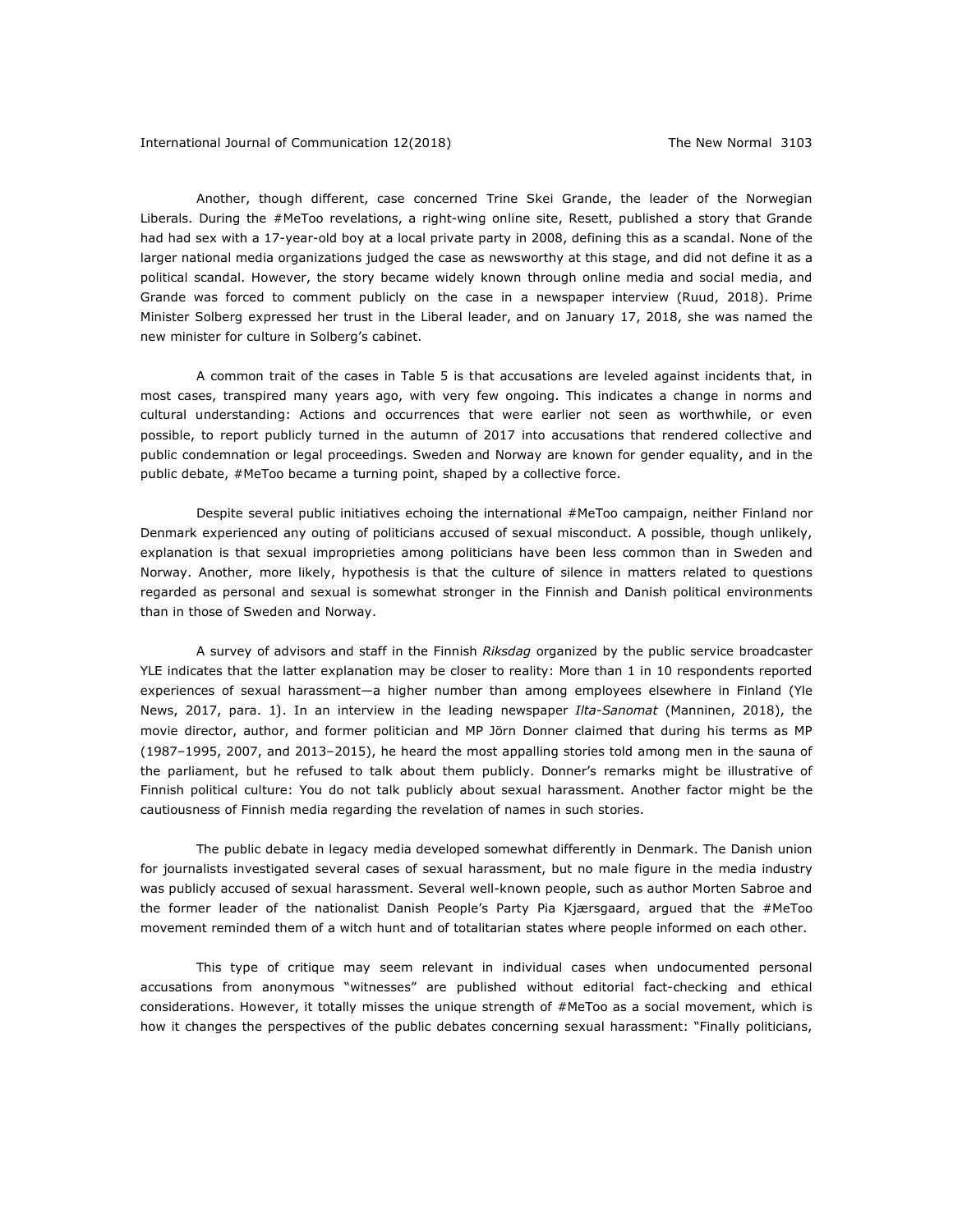Another, though different, case concerned Trine Skei Grande, the leader of the Norwegian Liberals. During the #MeToo revelations, a right-wing online site, Resett, published a story that Grande had had sex with a 17-year-old boy at a local private party in 2008, defining this as a scandal. None of the larger national media organizations judged the case as newsworthy at this stage, and did not define it as a political scandal. However, the story became widely known through online media and social media, and Grande was forced to comment publicly on the case in a newspaper interview (Ruud, 2018). Prime Minister Solberg expressed her trust in the Liberal leader, and on January 17, 2018, she was named the new minister for culture in Solberg's cabinet.

A common trait of the cases in Table 5 is that accusations are leveled against incidents that, in most cases, transpired many years ago, with very few ongoing. This indicates a change in norms and cultural understanding: Actions and occurrences that were earlier not seen as worthwhile, or even possible, to report publicly turned in the autumn of 2017 into accusations that rendered collective and public condemnation or legal proceedings. Sweden and Norway are known for gender equality, and in the public debate, #MeToo became a turning point, shaped by a collective force.

Despite several public initiatives echoing the international #MeToo campaign, neither Finland nor Denmark experienced any outing of politicians accused of sexual misconduct. A possible, though unlikely, explanation is that sexual improprieties among politicians have been less common than in Sweden and Norway. Another, more likely, hypothesis is that the culture of silence in matters related to questions regarded as personal and sexual is somewhat stronger in the Finnish and Danish political environments than in those of Sweden and Norway.

A survey of advisors and staff in the Finnish *Riksdag* organized by the public service broadcaster YLE indicates that the latter explanation may be closer to reality: More than 1 in 10 respondents reported experiences of sexual harassment—a higher number than among employees elsewhere in Finland (Yle News, 2017, para. 1). In an interview in the leading newspaper *Ilta-Sanomat* (Manninen, 2018), the movie director, author, and former politician and MP Jörn Donner claimed that during his terms as MP (1987–1995, 2007, and 2013–2015), he heard the most appalling stories told among men in the sauna of the parliament, but he refused to talk about them publicly. Donner's remarks might be illustrative of Finnish political culture: You do not talk publicly about sexual harassment. Another factor might be the cautiousness of Finnish media regarding the revelation of names in such stories.

The public debate in legacy media developed somewhat differently in Denmark. The Danish union for journalists investigated several cases of sexual harassment, but no male figure in the media industry was publicly accused of sexual harassment. Several well-known people, such as author Morten Sabroe and the former leader of the nationalist Danish People's Party Pia Kjærsgaard, argued that the #MeToo movement reminded them of a witch hunt and of totalitarian states where people informed on each other.

This type of critique may seem relevant in individual cases when undocumented personal accusations from anonymous "witnesses" are published without editorial fact-checking and ethical considerations. However, it totally misses the unique strength of #MeToo as a social movement, which is how it changes the perspectives of the public debates concerning sexual harassment: "Finally politicians,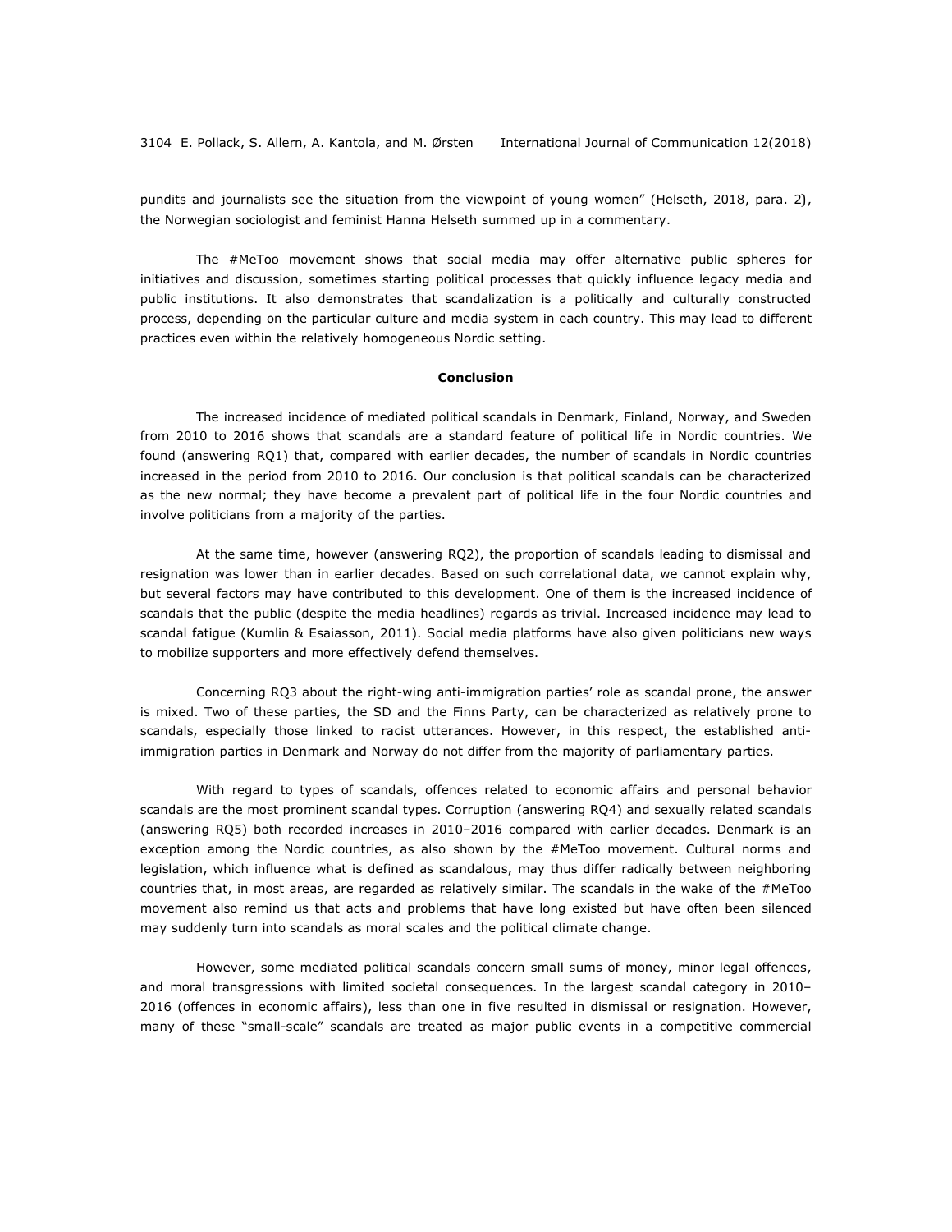pundits and journalists see the situation from the viewpoint of young women" (Helseth, 2018, para. 2), the Norwegian sociologist and feminist Hanna Helseth summed up in a commentary.

The #MeToo movement shows that social media may offer alternative public spheres for initiatives and discussion, sometimes starting political processes that quickly influence legacy media and public institutions. It also demonstrates that scandalization is a politically and culturally constructed process, depending on the particular culture and media system in each country. This may lead to different practices even within the relatively homogeneous Nordic setting.

## Conclusion

The increased incidence of mediated political scandals in Denmark, Finland, Norway, and Sweden from 2010 to 2016 shows that scandals are a standard feature of political life in Nordic countries. We found (answering RQ1) that, compared with earlier decades, the number of scandals in Nordic countries increased in the period from 2010 to 2016. Our conclusion is that political scandals can be characterized as the new normal; they have become a prevalent part of political life in the four Nordic countries and involve politicians from a majority of the parties.

At the same time, however (answering RQ2), the proportion of scandals leading to dismissal and resignation was lower than in earlier decades. Based on such correlational data, we cannot explain why, but several factors may have contributed to this development. One of them is the increased incidence of scandals that the public (despite the media headlines) regards as trivial. Increased incidence may lead to scandal fatigue (Kumlin & Esaiasson, 2011). Social media platforms have also given politicians new ways to mobilize supporters and more effectively defend themselves.

Concerning RQ3 about the right-wing anti-immigration parties' role as scandal prone, the answer is mixed. Two of these parties, the SD and the Finns Party, can be characterized as relatively prone to scandals, especially those linked to racist utterances. However, in this respect, the established anti-immigration parties in Denmark and Norway do not differ from the majority of parliamentary parties.

With regard to types of scandals, offences related to economic affairs and personal behavior scandals are the most prominent scandal types. Corruption (answering RQ4) and sexually related scandals (answering RQ5) both recorded increases in 2010–2016 compared with earlier decades. Denmark is an exception among the Nordic countries, as also shown by the #MeToo movement. Cultural norms and legislation, which influence what is defined as scandalous, may thus differ radically between neighboring countries that, in most areas, are regarded as relatively similar. The scandals in the wake of the #MeToo movement also remind us that acts and problems that have long existed but have often been silenced may suddenly turn into scandals as moral scales and the political climate change.

However, some mediated political scandals concern small sums of money, minor legal offences, and moral transgressions with limited societal consequences. In the largest scandal category in 2010–2016 (offences in economic affairs), less than one in five resulted in dismissal or resignation. However, many of these "small-scale" scandals are treated as major public events in a competitive commercial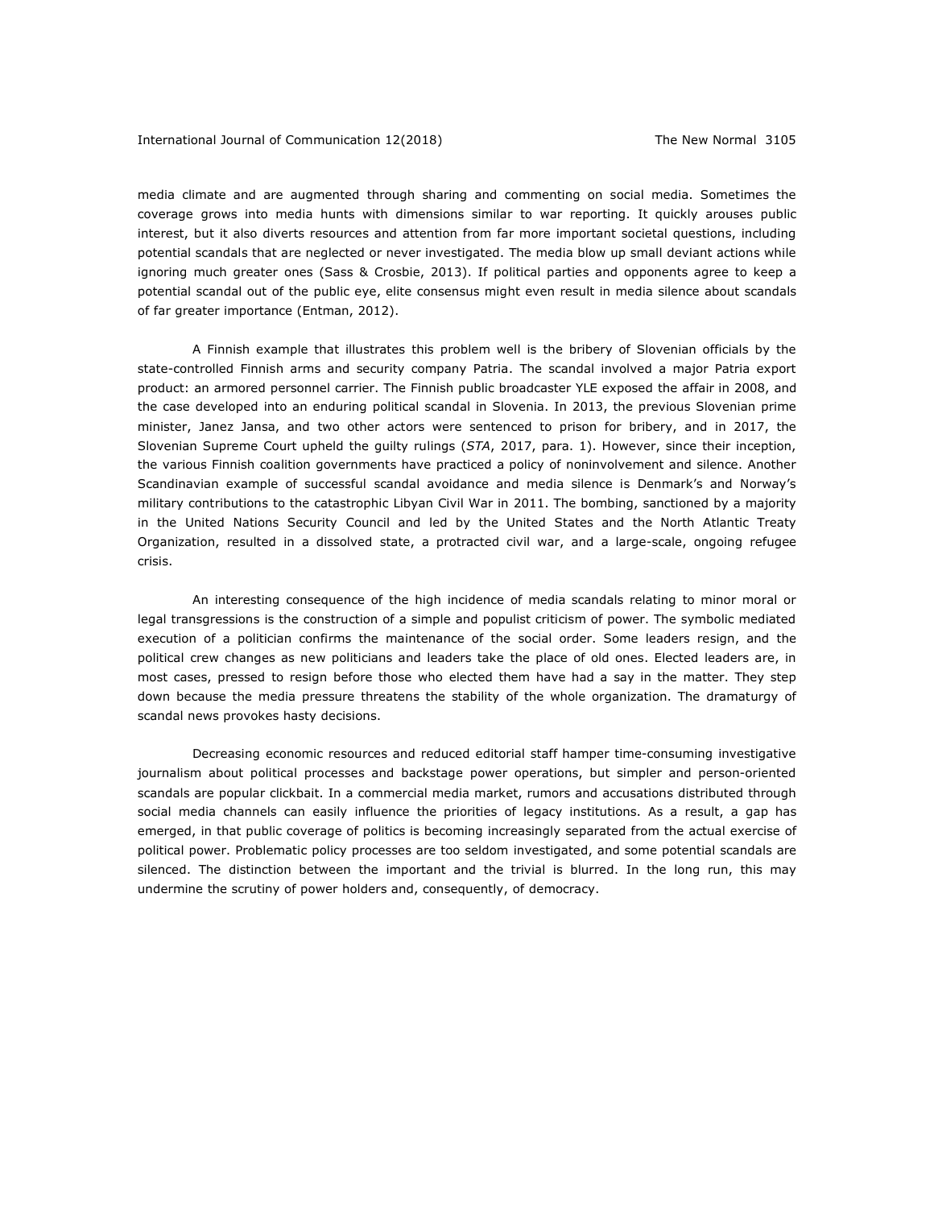media climate and are augmented through sharing and commenting on social media. Sometimes the coverage grows into media hunts with dimensions similar to war reporting. It quickly arouses public interest, but it also diverts resources and attention from far more important societal questions, including potential scandals that are neglected or never investigated. The media blow up small deviant actions while ignoring much greater ones (Sass & Crosbie, 2013). If political parties and opponents agree to keep a potential scandal out of the public eye, elite consensus might even result in media silence about scandals of far greater importance (Entman, 2012).

A Finnish example that illustrates this problem well is the bribery of Slovenian officials by the state-controlled Finnish arms and security company Patria. The scandal involved a major Patria export product: an armored personnel carrier. The Finnish public broadcaster YLE exposed the affair in 2008, and the case developed into an enduring political scandal in Slovenia. In 2013, the previous Slovenian prime minister, Janez Jansa, and two other actors were sentenced to prison for bribery, and in 2017, the Slovenian Supreme Court upheld the guilty rulings (*STA*, 2017, para. 1). However, since their inception, the various Finnish coalition governments have practiced a policy of noninvolvement and silence. Another Scandinavian example of successful scandal avoidance and media silence is Denmark's and Norway's military contributions to the catastrophic Libyan Civil War in 2011. The bombing, sanctioned by a majority in the United Nations Security Council and led by the United States and the North Atlantic Treaty Organization, resulted in a dissolved state, a protracted civil war, and a large-scale, ongoing refugee crisis.

An interesting consequence of the high incidence of media scandals relating to minor moral or legal transgressions is the construction of a simple and populist criticism of power. The symbolic mediated execution of a politician confirms the maintenance of the social order. Some leaders resign, and the political crew changes as new politicians and leaders take the place of old ones. Elected leaders are, in most cases, pressed to resign before those who elected them have had a say in the matter. They step down because the media pressure threatens the stability of the whole organization. The dramaturgy of scandal news provokes hasty decisions.

Decreasing economic resources and reduced editorial staff hamper time-consuming investigative journalism about political processes and backstage power operations, but simpler and person-oriented scandals are popular clickbait. In a commercial media market, rumors and accusations distributed through social media channels can easily influence the priorities of legacy institutions. As a result, a gap has emerged, in that public coverage of politics is becoming increasingly separated from the actual exercise of political power. Problematic policy processes are too seldom investigated, and some potential scandals are silenced. The distinction between the important and the trivial is blurred. In the long run, this may undermine the scrutiny of power holders and, consequently, of democracy.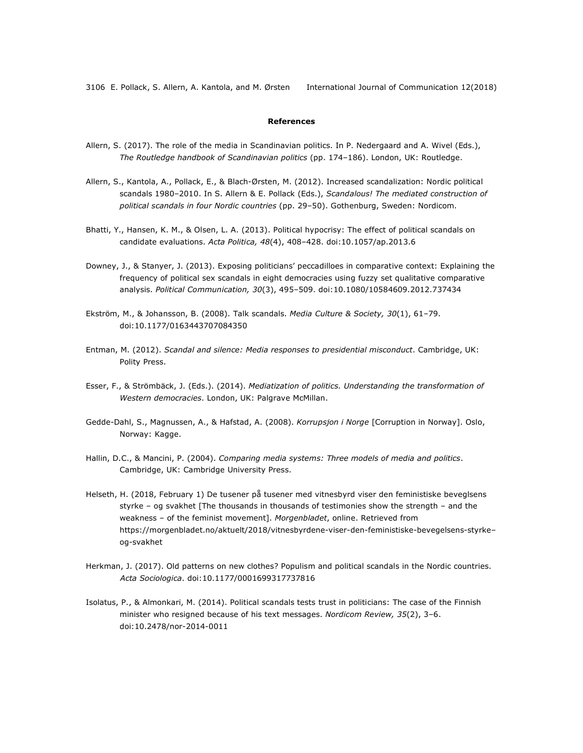**References**

Allern, S. (2017). The role of the media in Scandinavian politics. In P. Nedergaard and A. Wivel (Eds.), *The Routledge handbook of Scandinavian politics* (pp. 174–186). London, UK: Routledge.

Allern, S., Kantola, A., Pollack, E., & Blach-Ørsten, M. (2012). Increased scandalization: Nordic political scandals 1980–2010. In S. Allern & E. Pollack (Eds.), *Scandalous! The mediated construction of political scandals in four Nordic countries* (pp. 29–50). Gothenburg, Sweden: Nordicom.

Bhatti, Y., Hansen, K. M., & Olsen, L. A. (2013). Political hypocrisy: The effect of political scandals on candidate evaluations. *Acta Politica, 48*(4), 408–428. doi:10.1057/ap.2013.6

Downey, J., & Stanyer, J. (2013). Exposing politicians' peccadilloes in comparative context: Explaining the frequency of political sex scandals in eight democracies using fuzzy set qualitative comparative analysis. *Political Communication, 30*(3), 495–509. doi:10.1080/10584609.2012.737434

Ekström, M., & Johansson, B. (2008). Talk scandals. *Media Culture & Society, 30*(1), 61–79. doi:10.1177/0163443707084350

Entman, M. (2012). *Scandal and silence: Media responses to presidential misconduct*. Cambridge, UK: Polity Press.

Esser, F., & Strömbäck, J. (Eds.). (2014). *Mediatization of politics. Understanding the transformation of Western democracies*. London, UK: Palgrave McMillan.

Gedde-Dahl, S., Magnussen, A., & Hafstad, A. (2008). *Korrupsjon i Norge* [Corruption in Norway]. Oslo, Norway: Kagge.

Hallin, D.C., & Mancini, P. (2004). *Comparing media systems: Three models of media and politics*. Cambridge, UK: Cambridge University Press.

Helseth, H. (2018, February 1) De tusener på tusener med vitnesbyrd viser den feministiske beveglsens styrke – og svakhet [The thousands in thousands of testimonies show the strength – and the weakness – of the feminist movement]. *Morgenbladet*, online. Retrieved from https://morgenbladet.no/aktuelt/2018/vitnesbyrdene-viser-den-feministiske-bevegelsens-styrke–og-svakhet

Herkman, J. (2017). Old patterns on new clothes? Populism and political scandals in the Nordic countries. *Acta Sociologica*. doi:10.1177/0001699317737816

Isolatus, P., & Almonkari, M. (2014). Political scandals tests trust in politicians: The case of the Finnish minister who resigned because of his text messages. *Nordicom Review, 35*(2), 3–6. doi:10.2478/nor-2014-0011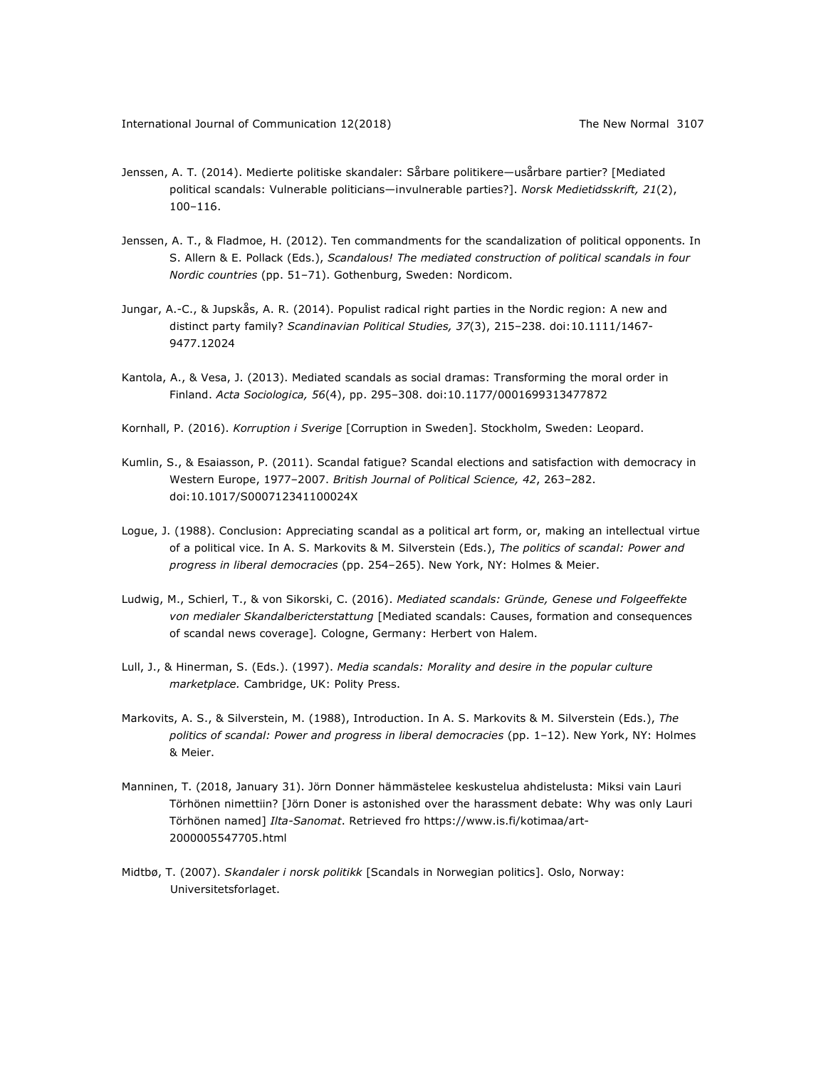Jenssen, A. T. (2014). Medierte politiske skandaler: Sårbare politikere—usårbare partier? [Mediated political scandals: Vulnerable politicians—invulnerable parties?]. *Norsk Medietidsskrift, 21*(2), 100–116.

Jenssen, A. T., & Fladmoe, H. (2012). Ten commandments for the scandalization of political opponents. In S. Allern & E. Pollack (Eds.), *Scandalous! The mediated construction of political scandals in four Nordic countries* (pp. 51–71). Gothenburg, Sweden: Nordicom.

Jungar, A.-C., & Jupskås, A. R. (2014). Populist radical right parties in the Nordic region: A new and distinct party family? *Scandinavian Political Studies, 37*(3), 215–238. doi:10.1111/1467-9477.12024

Kantola, A., & Vesa, J. (2013). Mediated scandals as social dramas: Transforming the moral order in Finland. *Acta Sociologica, 56*(4), pp. 295–308. doi:10.1177/0001699313477872

Kornhall, P. (2016). *Korruption i Sverige* [Corruption in Sweden]. Stockholm, Sweden: Leopard.

Kumlin, S., & Esaiasson, P. (2011). Scandal fatigue? Scandal elections and satisfaction with democracy in Western Europe, 1977–2007. *British Journal of Political Science, 42*, 263–282. doi:10.1017/S000712341100024X

Logue, J. (1988). Conclusion: Appreciating scandal as a political art form, or, making an intellectual virtue of a political vice. In A. S. Markovits & M. Silverstein (Eds.), *The politics of scandal: Power and progress in liberal democracies* (pp. 254–265). New York, NY: Holmes & Meier.

Ludwig, M., Schierl, T., & von Sikorski, C. (2016). *Mediated scandals: Gründe, Genese und Folgeeffekte von medialer Skandalbericterstattung* [Mediated scandals: Causes, formation and consequences of scandal news coverage]. Cologne, Germany: Herbert von Halem.

Lull, J., & Hinerman, S. (Eds.). (1997). *Media scandals: Morality and desire in the popular culture marketplace.* Cambridge, UK: Polity Press.

Markovits, A. S., & Silverstein, M. (1988), Introduction. In A. S. Markovits & M. Silverstein (Eds.), *The politics of scandal: Power and progress in liberal democracies* (pp. 1–12). New York, NY: Holmes & Meier.

Manninen, T. (2018, January 31). Jörn Donner hämmästelee keskustelua ahdistelusta: Miksi vain Lauri Törhönen nimettiin? [Jörn Doner is astonished over the harassment debate: Why was only Lauri Törhönen named] *Ilta-Sanomat*. Retrieved fro https://www.is.fi/kotimaa/art-2000005547705.html

Midtbø, T. (2007). *Skandaler i norsk politikk* [Scandals in Norwegian politics]. Oslo, Norway: Universitetsforlaget.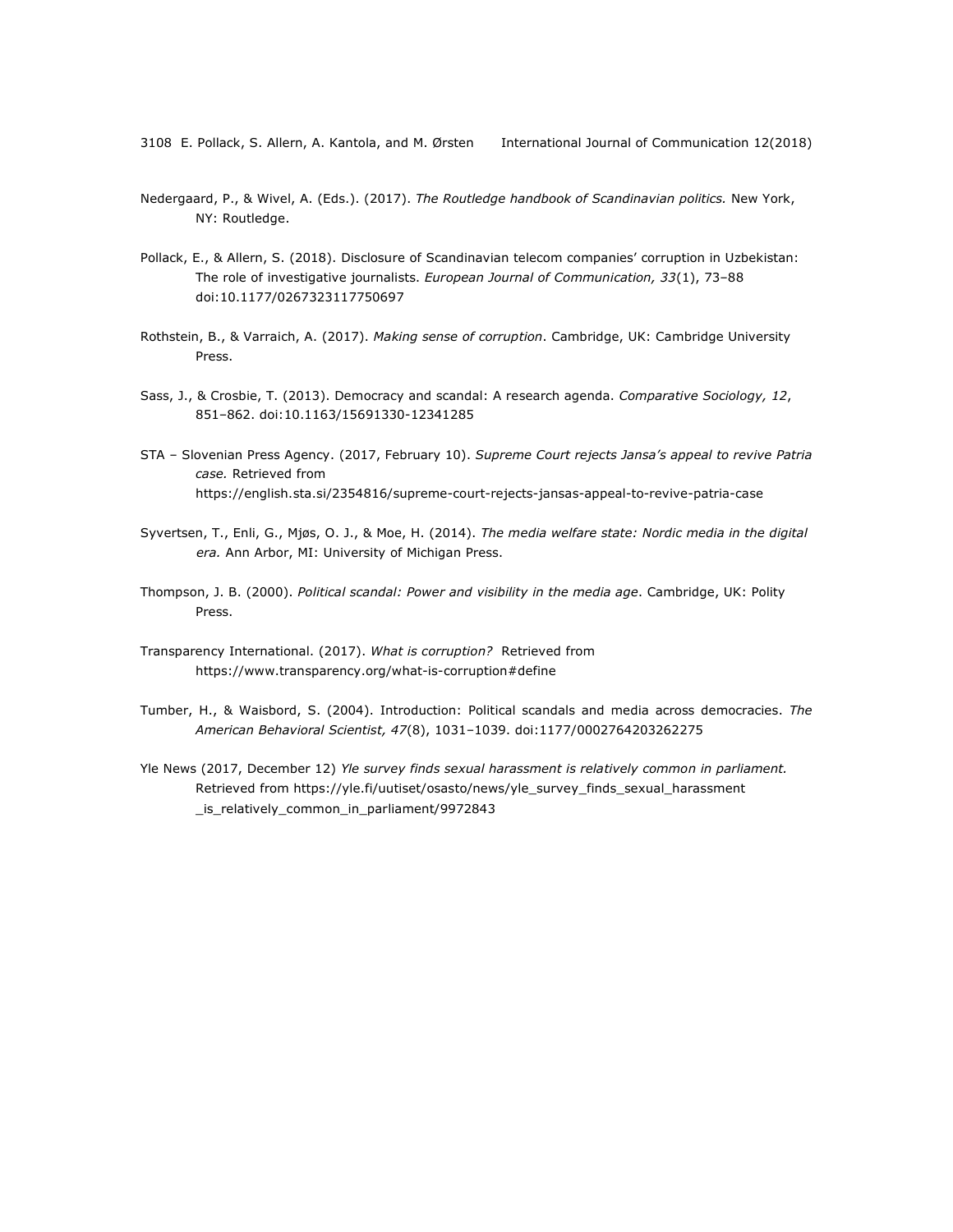Nedergaard, P., & Wivel, A. (Eds.). (2017). *The Routledge handbook of Scandinavian politics.* New York, NY: Routledge.

Pollack, E., & Allern, S. (2018). Disclosure of Scandinavian telecom companies' corruption in Uzbekistan: The role of investigative journalists. *European Journal of Communication, 33*(1), 73–88 doi:10.1177/0267323117750697

Rothstein, B., & Varraich, A. (2017). *Making sense of corruption*. Cambridge, UK: Cambridge University Press.

Sass, J., & Crosbie, T. (2013). Democracy and scandal: A research agenda. *Comparative Sociology, 12*, 851–862. doi:10.1163/15691330-12341285

STA – Slovenian Press Agency. (2017, February 10). *Supreme Court rejects Jansa's appeal to revive Patria case.* Retrieved from https://english.sta.si/2354816/supreme-court-rejects-jansas-appeal-to-revive-patria-case

Syvertsen, T., Enli, G., Mjøs, O. J., & Moe, H. (2014). *The media welfare state: Nordic media in the digital era.* Ann Arbor, MI: University of Michigan Press.

Thompson, J. B. (2000). *Political scandal: Power and visibility in the media age*. Cambridge, UK: Polity Press.

Transparency International. (2017). *What is corruption?* Retrieved from https://www.transparency.org/what-is-corruption#define

Tumber, H., & Waisbord, S. (2004). Introduction: Political scandals and media across democracies. *The American Behavioral Scientist, 47*(8), 1031–1039. doi:1177/0002764203262275

Yle News (2017, December 12) *Yle survey finds sexual harassment is relatively common in parliament.* Retrieved from https://yle.fi/uutiset/osasto/news/yle_survey_finds_sexual_harassment_is_relatively_common_in_parliament/9972843